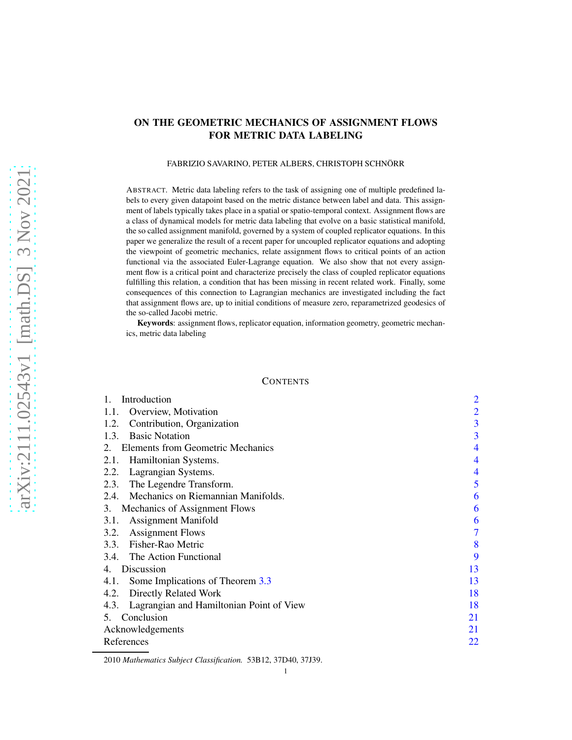# ON THE GEOMETRIC MECHANICS OF ASSIGNMENT FLOWS FOR METRIC DATA LABELING

FABRIZIO SAVARINO, PETER ALBERS, CHRISTOPH SCHNÖRR

ABSTRACT. Metric data labeling refers to the task of assigning one of multiple predefined labels to every given datapoint based on the metric distance between label and data. This assignment of labels typically takes place in a spatial or spatio-temporal context. Assignment flows are a class of dynamical models for metric data labeling that evolve on a basic statistical manifold, the so called assignment manifold, governed by a system of coupled replicator equations. In this paper we generalize the result of a recent paper for uncoupled replicator equations and adopting the viewpoint of geometric mechanics, relate assignment flows to critical points of an action functional via the associated Euler-Lagrange equation. We also show that not every assignment flow is a critical point and characterize precisely the class of coupled replicator equations fulfilling this relation, a condition that has been missing in recent related work. Finally, some consequences of this connection to Lagrangian mechanics are investigated including the fact that assignment flows are, up to initial conditions of measure zero, reparametrized geodesics of the so-called Jacobi metric.

**Keywords**: assignment flows, replicator equation, information geometry, geometric mechanics, metric data labeling

CONTENTS

| | |
|---|---|
| 1. Introduction | 2 |
| 1.1. Overview, Motivation | 2 |
| 1.2. Contribution, Organization | 3 |
| 1.3. Basic Notation | 3 |
| 2. Elements from Geometric Mechanics | 4 |
| 2.1. Hamiltonian Systems. | 4 |
| 2.2. Lagrangian Systems. | 4 |
| 2.3. The Legendre Transform. | 5 |
| 2.4. Mechanics on Riemannian Manifolds. | 6 |
| 3. Mechanics of Assignment Flows | 6 |
| 3.1. Assignment Manifold | 6 |
| 3.2. Assignment Flows | 7 |
| 3.3. Fisher-Rao Metric | 8 |
| 3.4. The Action Functional | 9 |
| 4. Discussion | 13 |
| 4.1. Some Implications of Theorem 3.3 | 13 |
| 4.2. Directly Related Work | 18 |
| 4.3. Lagrangian and Hamiltonian Point of View | 18 |
| 5. Conclusion | 21 |
| Acknowledgements | 21 |
| References | 22 |

2010 *Mathematics Subject Classification.* 53B12, 37D40, 37J39.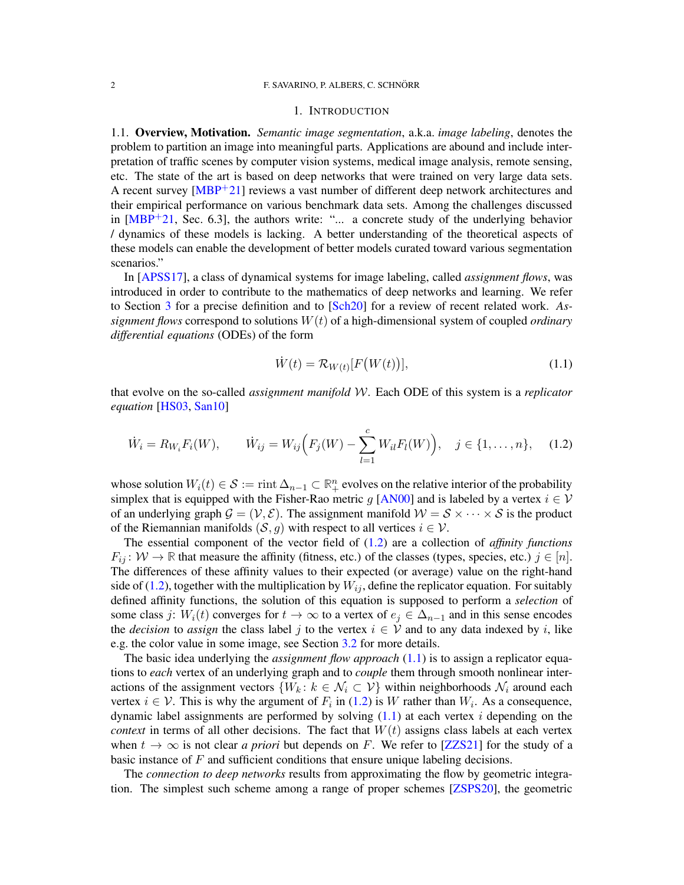# 1. Introduction

**1.1. Overview, Motivation.** *Semantic image segmentation*, a.k.a. *image labeling*, denotes the problem to partition an image into meaningful parts. Applications are abound and include interpretation of traffic scenes by computer vision systems, medical image analysis, remote sensing, etc. The state of the art is based on deep networks that were trained on very large data sets. A recent survey [MBP+21] reviews a vast number of different deep network architectures and their empirical performance on various benchmark data sets. Among the challenges discussed in [MBP+21, Sec. 6.3], the authors write: "... a concrete study of the underlying behavior / dynamics of these models is lacking. A better understanding of the theoretical aspects of these models can enable the development of better models curated toward various segmentation scenarios."

In [APSS17], a class of dynamical systems for image labeling, called *assignment flows*, was introduced in order to contribute to the mathematics of deep networks and learning. We refer to Section 3 for a precise definition and to [Sch20] for a review of recent related work. *Assignment flows* correspond to solutions $W(t)$ of a high-dimensional system of coupled *ordinary differential equations* (ODEs) of the form

$$\dot{W}(t) = \mathcal{R}_{W(t)}[F\big(W(t)\big)], \tag{1.1}$$

that evolve on the so-called *assignment manifold* $\mathcal{W}$. Each ODE of this system is a *replicator equation* [HS03, San10]

$$\dot{W}_i = R_{W_i} F_i(W), \qquad \dot{W}_{ij} = W_{ij}\Big(F_j(W) - \sum_{l=1}^{c} W_{il} F_l(W)\Big), \quad j \in \{1,\dots,n\}, \tag{1.2}$$

whose solution $W_i(t) \in \mathcal{S} := \operatorname{rint} \Delta_{n-1} \subset \mathbb{R}^n_+$ evolves on the relative interior of the probability simplex that is equipped with the Fisher-Rao metric $g$ [AN00] and is labeled by a vertex $i \in \mathcal{V}$ of an underlying graph $\mathcal{G} = (\mathcal{V}, \mathcal{E})$. The assignment manifold $\mathcal{W} = \mathcal{S} \times \cdots \times \mathcal{S}$ is the product of the Riemannian manifolds $(\mathcal{S}, g)$ with respect to all vertices $i \in \mathcal{V}$.

The essential component of the vector field of (1.2) are a collection of *affinity functions* $F_{ij} \colon \mathcal{W} \to \mathbb{R}$ that measure the affinity (fitness, etc.) of the classes (types, species, etc.) $j \in [n]$. The differences of these affinity values to their expected (or average) value on the right-hand side of (1.2), together with the multiplication by $W_{ij}$, define the replicator equation. For suitably defined affinity functions, the solution of this equation is supposed to perform a *selection* of some class $j$: $W_i(t)$ converges for $t \to \infty$ to a vertex of $e_j \in \Delta_{n-1}$ and in this sense encodes the *decision* to *assign* the class label $j$ to the vertex $i \in \mathcal{V}$ and to any data indexed by $i$, like e.g. the color value in some image, see Section 3.2 for more details.

The basic idea underlying the *assignment flow approach* (1.1) is to assign a replicator equations to *each* vertex of an underlying graph and to *couple* them through smooth nonlinear interactions of the assignment vectors $\{W_k \colon k \in \mathcal{N}_i \subset \mathcal{V}\}$ within neighborhoods $\mathcal{N}_i$ around each vertex $i \in \mathcal{V}$. This is why the argument of $F_i$ in (1.2) is $W$ rather than $W_i$. As a consequence, dynamic label assignments are performed by solving (1.1) at each vertex $i$ depending on the *context* in terms of all other decisions. The fact that $W(t)$ assigns class labels at each vertex when $t \to \infty$ is not clear *a priori* but depends on $F$. We refer to [ZZS21] for the study of a basic instance of $F$ and sufficient conditions that ensure unique labeling decisions.

The *connection to deep networks* results from approximating the flow by geometric integration. The simplest such scheme among a range of proper schemes [ZSPS20], the geometric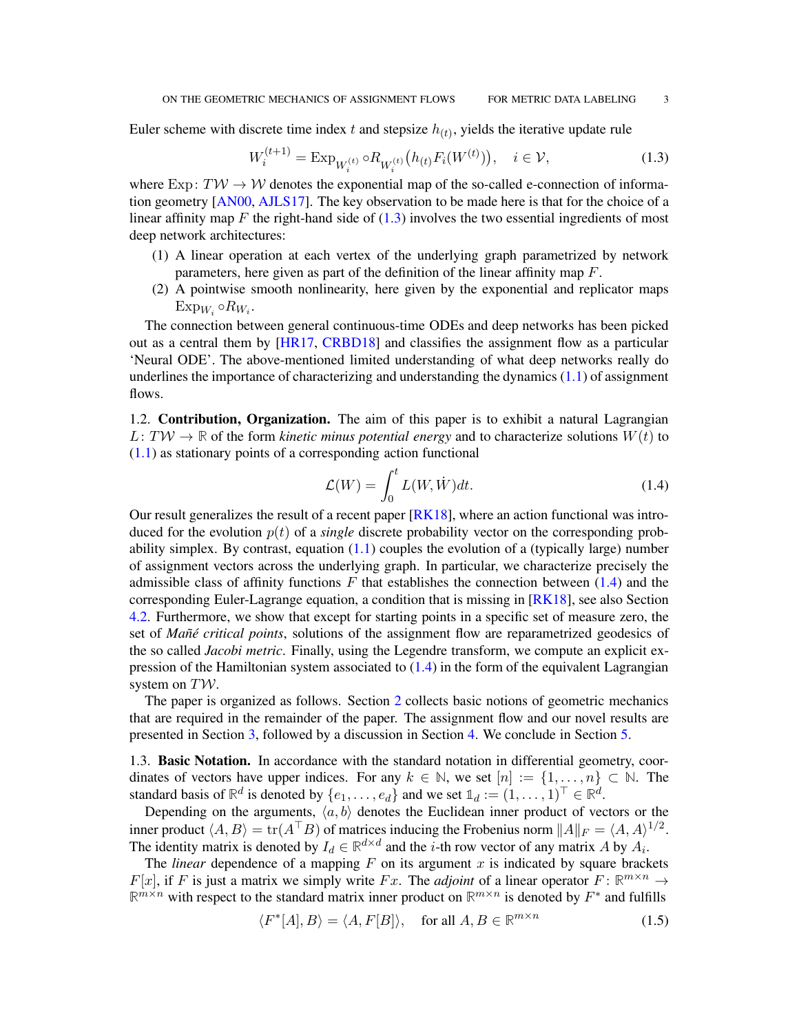Euler scheme with discrete time index $t$ and stepsize $h_{(t)}$, yields the iterative update rule

$$W_i^{(t+1)} = \mathrm{Exp}_{W_i^{(t)}} \circ R_{W_i^{(t)}}\big(h_{(t)} F_i(W^{(t)})\big), \quad i \in \mathcal{V}, \tag{1.3}$$

where $\mathrm{Exp}\colon T\mathcal{W} \to \mathcal{W}$ denotes the exponential map of the so-called e-connection of information geometry [AN00, AJLS17]. The key observation to be made here is that for the choice of a linear affinity map $F$ the right-hand side of (1.3) involves the two essential ingredients of most deep network architectures:

(1) A linear operation at each vertex of the underlying graph parametrized by network parameters, here given as part of the definition of the linear affinity map $F$.
(2) A pointwise smooth nonlinearity, here given by the exponential and replicator maps $\mathrm{Exp}_{W_i} \circ R_{W_i}$.

The connection between general continuous-time ODEs and deep networks has been picked out as a central them by [HR17, CRBD18] and classifies the assignment flow as a particular 'Neural ODE'. The above-mentioned limited understanding of what deep networks really do underlines the importance of characterizing and understanding the dynamics (1.1) of assignment flows.

1.2. **Contribution, Organization.** The aim of this paper is to exhibit a natural Lagrangian $L\colon T\mathcal{W} \to \mathbb{R}$ of the form *kinetic minus potential energy* and to characterize solutions $W(t)$ to (1.1) as stationary points of a corresponding action functional

$$\mathcal{L}(W) = \int_0^t L(W, \dot{W}) dt. \tag{1.4}$$

Our result generalizes the result of a recent paper [RK18], where an action functional was introduced for the evolution $p(t)$ of a *single* discrete probability vector on the corresponding probability simplex. By contrast, equation (1.1) couples the evolution of a (typically large) number of assignment vectors across the underlying graph. In particular, we characterize precisely the admissible class of affinity functions $F$ that establishes the connection between (1.4) and the corresponding Euler-Lagrange equation, a condition that is missing in [RK18], see also Section 4.2. Furthermore, we show that except for starting points in a specific set of measure zero, the set of *Mañé critical points*, solutions of the assignment flow are reparametrized geodesics of the so called *Jacobi metric*. Finally, using the Legendre transform, we compute an explicit expression of the Hamiltonian system associated to (1.4) in the form of the equivalent Lagrangian system on $T\mathcal{W}$.

The paper is organized as follows. Section 2 collects basic notions of geometric mechanics that are required in the remainder of the paper. The assignment flow and our novel results are presented in Section 3, followed by a discussion in Section 4. We conclude in Section 5.

1.3. **Basic Notation.** In accordance with the standard notation in differential geometry, coordinates of vectors have upper indices. For any $k \in \mathbb{N}$, we set $[n] := \{1, \ldots, n\} \subset \mathbb{N}$. The standard basis of $\mathbb{R}^d$ is denoted by $\{e_1, \ldots, e_d\}$ and we set $\mathbb{1}_d := (1, \ldots, 1)^\top \in \mathbb{R}^d$.

Depending on the arguments, $\langle a, b\rangle$ denotes the Euclidean inner product of vectors or the inner product $\langle A, B\rangle = \operatorname{tr}(A^\top B)$ of matrices inducing the Frobenius norm $\|A\|_F = \langle A, A\rangle^{1/2}$. The identity matrix is denoted by $I_d \in \mathbb{R}^{d\times d}$ and the $i$-th row vector of any matrix $A$ by $A_i$.

The *linear* dependence of a mapping $F$ on its argument $x$ is indicated by square brackets $F[x]$, if $F$ is just a matrix we simply write $Fx$. The *adjoint* of a linear operator $F\colon \mathbb{R}^{m\times n} \to \mathbb{R}^{m\times n}$ with respect to the standard matrix inner product on $\mathbb{R}^{m\times n}$ is denoted by $F^*$ and fulfills

$$\langle F^*[A], B\rangle = \langle A, F[B]\rangle, \quad \text{for all } A, B \in \mathbb{R}^{m\times n} \tag{1.5}$$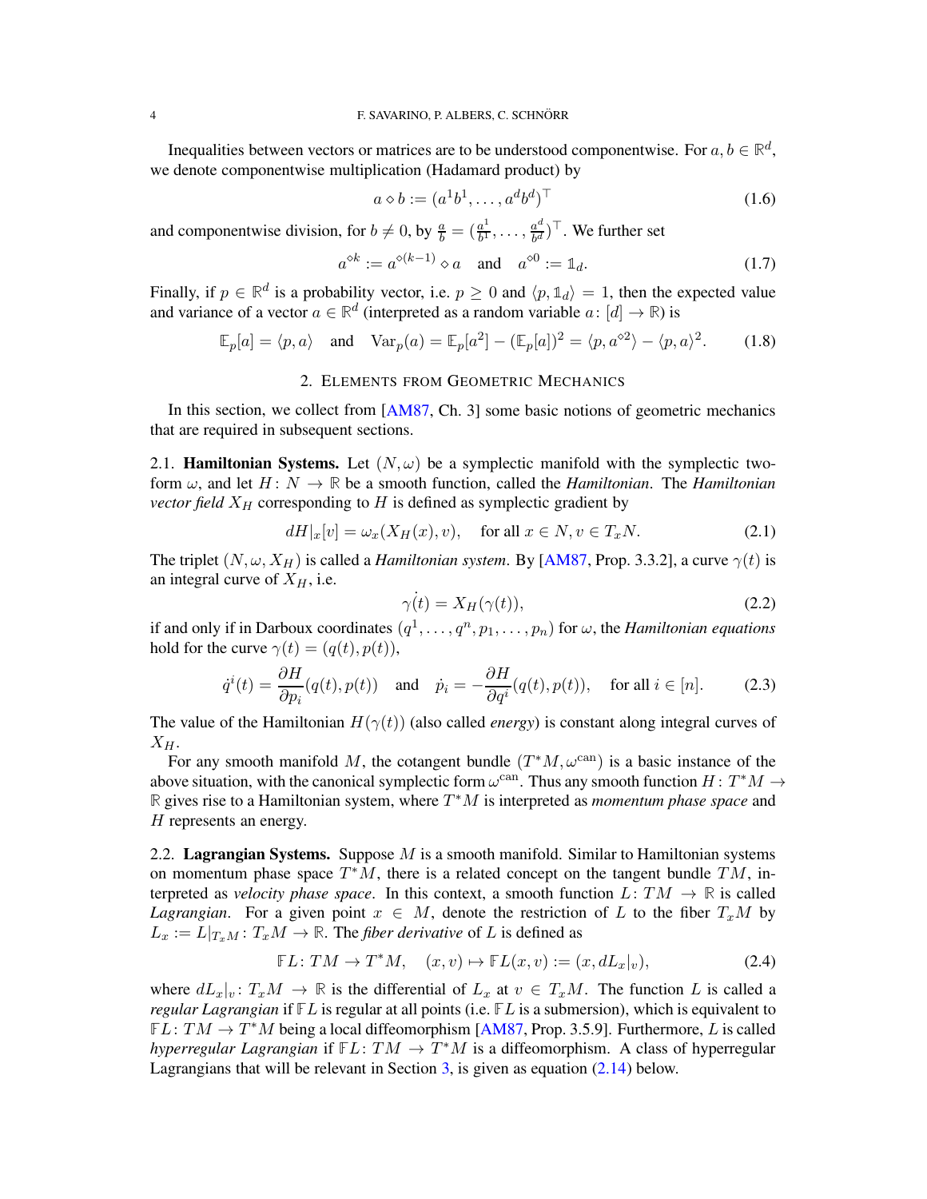Inequalities between vectors or matrices are to be understood componentwise. For $a, b \in \mathbb{R}^d$, we denote componentwise multiplication (Hadamard product) by

$$a \diamond b := (a^1 b^1, \dots, a^d b^d)^\top \tag{1.6}$$

and componentwise division, for $b \neq 0$, by $\frac{a}{b} = (\frac{a^1}{b^1}, \dots, \frac{a^d}{b^d})^\top$. We further set

$$a^{\diamond k} := a^{\diamond(k-1)} \diamond a \quad \text{and} \quad a^{\diamond 0} := \mathbb{1}_d. \tag{1.7}$$

Finally, if $p \in \mathbb{R}^d$ is a probability vector, i.e. $p \geq 0$ and $\langle p, \mathbb{1}_d \rangle = 1$, then the expected value and variance of a vector $a \in \mathbb{R}^d$ (interpreted as a random variable $a \colon [d] \to \mathbb{R}$) is

$$\mathbb{E}_p[a] = \langle p, a \rangle \quad \text{and} \quad \mathrm{Var}_p(a) = \mathbb{E}_p[a^2] - (\mathbb{E}_p[a])^2 = \langle p, a^{\diamond 2} \rangle - \langle p, a \rangle^2. \tag{1.8}$$

## 2. Elements from Geometric Mechanics

In this section, we collect from [AM87, Ch. 3] some basic notions of geometric mechanics that are required in subsequent sections.

### 2.1. Hamiltonian Systems.

Let $(N, \omega)$ be a symplectic manifold with the symplectic two-form $\omega$, and let $H \colon N \to \mathbb{R}$ be a smooth function, called the *Hamiltonian*. The *Hamiltonian vector field* $X_H$ corresponding to $H$ is defined as symplectic gradient by

$$dH|_x[v] = \omega_x(X_H(x), v), \quad \text{for all } x \in N, v \in T_x N. \tag{2.1}$$

The triplet $(N, \omega, X_H)$ is called a *Hamiltonian system*. By [AM87, Prop. 3.3.2], a curve $\gamma(t)$ is an integral curve of $X_H$, i.e.

$$\dot{\gamma}(t) = X_H(\gamma(t)), \tag{2.2}$$

if and only if in Darboux coordinates $(q^1, \dots, q^n, p_1, \dots, p_n)$ for $\omega$, the *Hamiltonian equations* hold for the curve $\gamma(t) = (q(t), p(t))$,

$$\dot{q}^i(t) = \frac{\partial H}{\partial p_i}(q(t), p(t)) \quad \text{and} \quad \dot{p}_i = -\frac{\partial H}{\partial q^i}(q(t), p(t)), \quad \text{for all } i \in [n]. \tag{2.3}$$

The value of the Hamiltonian $H(\gamma(t))$ (also called *energy*) is constant along integral curves of $X_H$.

For any smooth manifold $M$, the cotangent bundle $(T^*M, \omega^{\mathrm{can}})$ is a basic instance of the above situation, with the canonical symplectic form $\omega^{\mathrm{can}}$. Thus any smooth function $H \colon T^*M \to \mathbb{R}$ gives rise to a Hamiltonian system, where $T^*M$ is interpreted as *momentum phase space* and $H$ represents an energy.

### 2.2. Lagrangian Systems.

Suppose $M$ is a smooth manifold. Similar to Hamiltonian systems on momentum phase space $T^*M$, there is a related concept on the tangent bundle $TM$, interpreted as *velocity phase space*. In this context, a smooth function $L \colon TM \to \mathbb{R}$ is called *Lagrangian*. For a given point $x \in M$, denote the restriction of $L$ to the fiber $T_x M$ by $L_x := L|_{T_x M} \colon T_x M \to \mathbb{R}$. The *fiber derivative* of $L$ is defined as

$$\mathbb{F}L \colon TM \to T^*M, \quad (x, v) \mapsto \mathbb{F}L(x, v) := (x, dL_x|_v), \tag{2.4}$$

where $dL_x|_v \colon T_x M \to \mathbb{R}$ is the differential of $L_x$ at $v \in T_x M$. The function $L$ is called a *regular Lagrangian* if $\mathbb{F}L$ is regular at all points (i.e. $\mathbb{F}L$ is a submersion), which is equivalent to $\mathbb{F}L \colon TM \to T^*M$ being a local diffeomorphism [AM87, Prop. 3.5.9]. Furthermore, $L$ is called *hyperregular Lagrangian* if $\mathbb{F}L \colon TM \to T^*M$ is a diffeomorphism. A class of hyperregular Lagrangians that will be relevant in Section 3, is given as equation (2.14) below.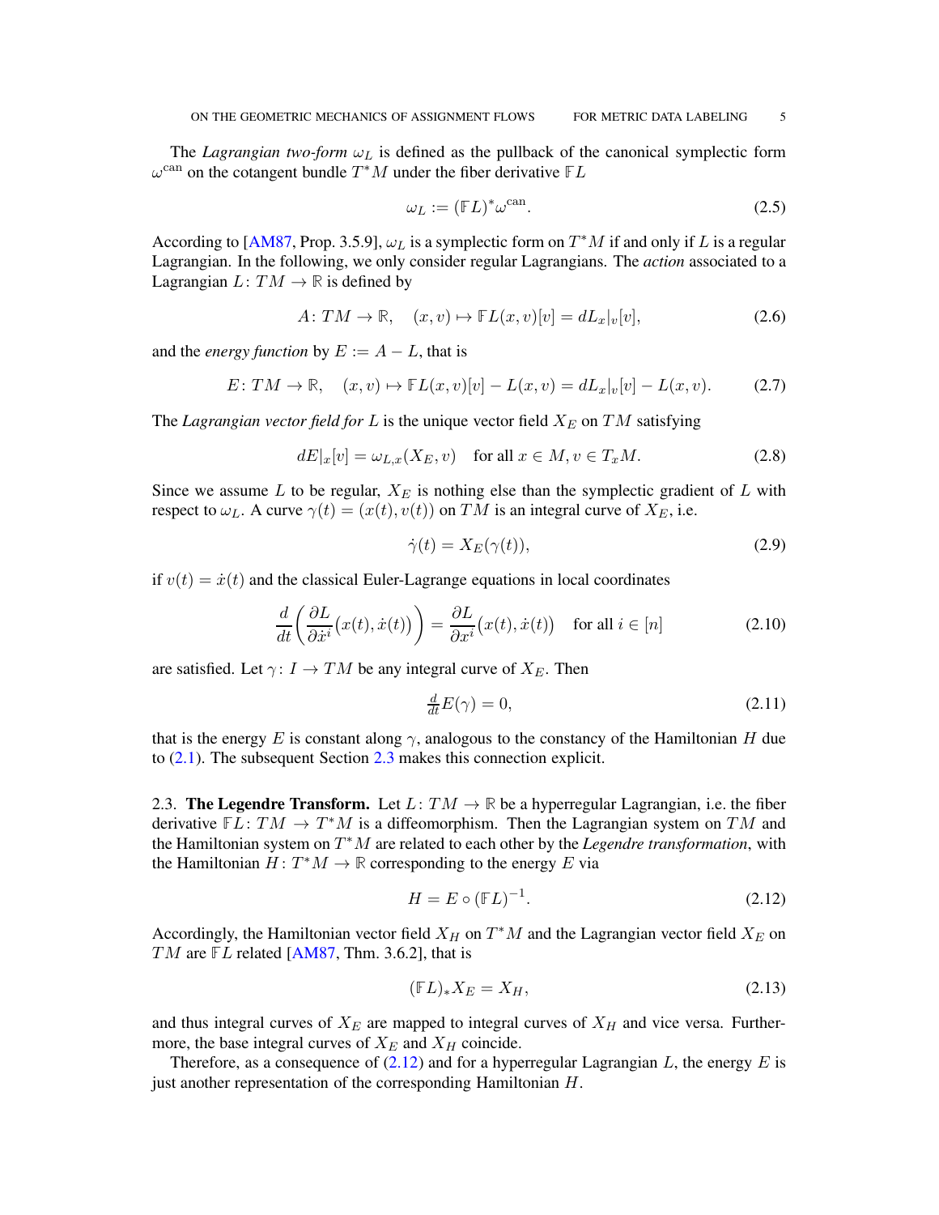The *Lagrangian two-form* $\omega_L$ is defined as the pullback of the canonical symplectic form $\omega^{\text{can}}$ on the cotangent bundle $T^*M$ under the fiber derivative $\mathbb{F}L$

$$\omega_L := (\mathbb{F}L)^* \omega^{\text{can}}. \tag{2.5}$$

According to [AM87, Prop. 3.5.9], $\omega_L$ is a symplectic form on $T^*M$ if and only if $L$ is a regular Lagrangian. In the following, we only consider regular Lagrangians. The *action* associated to a Lagrangian $L\colon TM \to \mathbb{R}$ is defined by

$$A\colon TM \to \mathbb{R}, \quad (x, v) \mapsto \mathbb{F}L(x, v)[v] = dL_x|_v[v], \tag{2.6}$$

and the *energy function* by $E := A - L$, that is

$$E\colon TM \to \mathbb{R}, \quad (x, v) \mapsto \mathbb{F}L(x, v)[v] - L(x, v) = dL_x|_v[v] - L(x, v). \tag{2.7}$$

The *Lagrangian vector field for* $L$ is the unique vector field $X_E$ on $TM$ satisfying

$$dE|_x[v] = \omega_{L,x}(X_E, v) \quad \text{for all } x \in M, v \in T_xM. \tag{2.8}$$

Since we assume $L$ to be regular, $X_E$ is nothing else than the symplectic gradient of $L$ with respect to $\omega_L$. A curve $\gamma(t) = (x(t), v(t))$ on $TM$ is an integral curve of $X_E$, i.e.

$$\dot{\gamma}(t) = X_E(\gamma(t)), \tag{2.9}$$

if $v(t) = \dot{x}(t)$ and the classical Euler-Lagrange equations in local coordinates

$$\frac{d}{dt}\left(\frac{\partial L}{\partial \dot{x}^i}\big(x(t), \dot{x}(t)\big)\right) = \frac{\partial L}{\partial x^i}\big(x(t), \dot{x}(t)\big) \quad \text{for all } i \in [n] \tag{2.10}$$

are satisfied. Let $\gamma\colon I \to TM$ be any integral curve of $X_E$. Then

$$\tfrac{d}{dt}E(\gamma) = 0, \tag{2.11}$$

that is the energy $E$ is constant along $\gamma$, analogous to the constancy of the Hamiltonian $H$ due to (2.1). The subsequent Section 2.3 makes this connection explicit.

### 2.3. The Legendre Transform.

Let $L\colon TM \to \mathbb{R}$ be a hyperregular Lagrangian, i.e. the fiber derivative $\mathbb{F}L\colon TM \to T^*M$ is a diffeomorphism. Then the Lagrangian system on $TM$ and the Hamiltonian system on $T^*M$ are related to each other by the *Legendre transformation*, with the Hamiltonian $H\colon T^*M \to \mathbb{R}$ corresponding to the energy $E$ via

$$H = E \circ (\mathbb{F}L)^{-1}. \tag{2.12}$$

Accordingly, the Hamiltonian vector field $X_H$ on $T^*M$ and the Lagrangian vector field $X_E$ on $TM$ are $\mathbb{F}L$ related [AM87, Thm. 3.6.2], that is

$$(\mathbb{F}L)_* X_E = X_H, \tag{2.13}$$

and thus integral curves of $X_E$ are mapped to integral curves of $X_H$ and vice versa. Furthermore, the base integral curves of $X_E$ and $X_H$ coincide.

Therefore, as a consequence of (2.12) and for a hyperregular Lagrangian $L$, the energy $E$ is just another representation of the corresponding Hamiltonian $H$.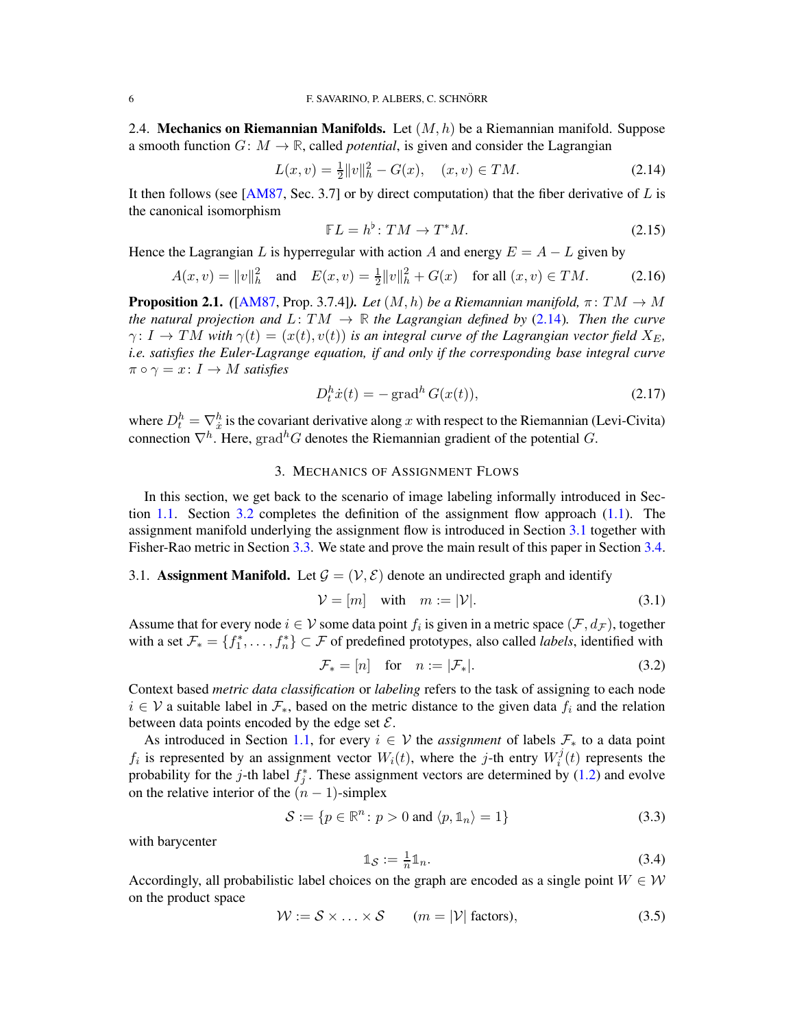### 2.4. Mechanics on Riemannian Manifolds.

Let $(M, h)$ be a Riemannian manifold. Suppose a smooth function $G\colon M \to \mathbb{R}$, called *potential*, is given and consider the Lagrangian

$$L(x, v) = \tfrac{1}{2}\|v\|_h^2 - G(x), \quad (x, v) \in TM. \tag{2.14}$$

It then follows (see [AM87, Sec. 3.7] or by direct computation) that the fiber derivative of $L$ is the canonical isomorphism

$$\mathbb{F}L = h^\flat \colon TM \to T^*M. \tag{2.15}$$

Hence the Lagrangian $L$ is hyperregular with action $A$ and energy $E = A - L$ given by

$$A(x, v) = \|v\|_h^2 \quad \text{and} \quad E(x, v) = \tfrac{1}{2}\|v\|_h^2 + G(x) \quad \text{for all } (x, v) \in TM. \tag{2.16}$$

**Proposition 2.1.** *([AM87, Prop. 3.7.4]). Let $(M, h)$ be a Riemannian manifold, $\pi\colon TM \to M$ the natural projection and $L\colon TM \to \mathbb{R}$ the Lagrangian defined by (2.14). Then the curve $\gamma\colon I \to TM$ with $\gamma(t) = (x(t), v(t))$ is an integral curve of the Lagrangian vector field $X_E$, i.e. satisfies the Euler-Lagrange equation, if and only if the corresponding base integral curve $\pi \circ \gamma = x\colon I \to M$ satisfies*

$$D_t^h \dot{x}(t) = -\operatorname{grad}^h G(x(t)), \tag{2.17}$$

where $D_t^h = \nabla_{\dot{x}}^h$ is the covariant derivative along $x$ with respect to the Riemannian (Levi-Civita) connection $\nabla^h$. Here, $\operatorname{grad}^h G$ denotes the Riemannian gradient of the potential $G$.

## 3. Mechanics of Assignment Flows

In this section, we get back to the scenario of image labeling informally introduced in Section 1.1. Section 3.2 completes the definition of the assignment flow approach (1.1). The assignment manifold underlying the assignment flow is introduced in Section 3.1 together with Fisher-Rao metric in Section 3.3. We state and prove the main result of this paper in Section 3.4.

### 3.1. Assignment Manifold.

Let $\mathcal{G} = (\mathcal{V}, \mathcal{E})$ denote an undirected graph and identify

$$\mathcal{V} = [m] \quad \text{with} \quad m := |\mathcal{V}|. \tag{3.1}$$

Assume that for every node $i \in \mathcal{V}$ some data point $f_i$ is given in a metric space $(\mathcal{F}, d_{\mathcal{F}})$, together with a set $\mathcal{F}_* = \{f_1^*, \dots, f_n^*\} \subset \mathcal{F}$ of predefined prototypes, also called *labels*, identified with

$$\mathcal{F}_* = [n] \quad \text{for} \quad n := |\mathcal{F}_*|. \tag{3.2}$$

Context based *metric data classification* or *labeling* refers to the task of assigning to each node $i \in \mathcal{V}$ a suitable label in $\mathcal{F}_*$, based on the metric distance to the given data $f_i$ and the relation between data points encoded by the edge set $\mathcal{E}$.

As introduced in Section 1.1, for every $i \in \mathcal{V}$ the *assignment* of labels $\mathcal{F}_*$ to a data point $f_i$ is represented by an assignment vector $W_i(t)$, where the $j$-th entry $W_i^j(t)$ represents the probability for the $j$-th label $f_j^*$. These assignment vectors are determined by (1.2) and evolve on the relative interior of the $(n-1)$-simplex

$$\mathcal{S} := \{p \in \mathbb{R}^n \colon p > 0 \text{ and } \langle p, \mathbb{1}_n \rangle = 1\} \tag{3.3}$$

with barycenter

$$\mathbb{1}_{\mathcal{S}} := \tfrac{1}{n}\mathbb{1}_n. \tag{3.4}$$

Accordingly, all probabilistic label choices on the graph are encoded as a single point $W \in \mathcal{W}$ on the product space

$$\mathcal{W} := \mathcal{S} \times \ldots \times \mathcal{S} \qquad (m = |\mathcal{V}| \text{ factors}), \tag{3.5}$$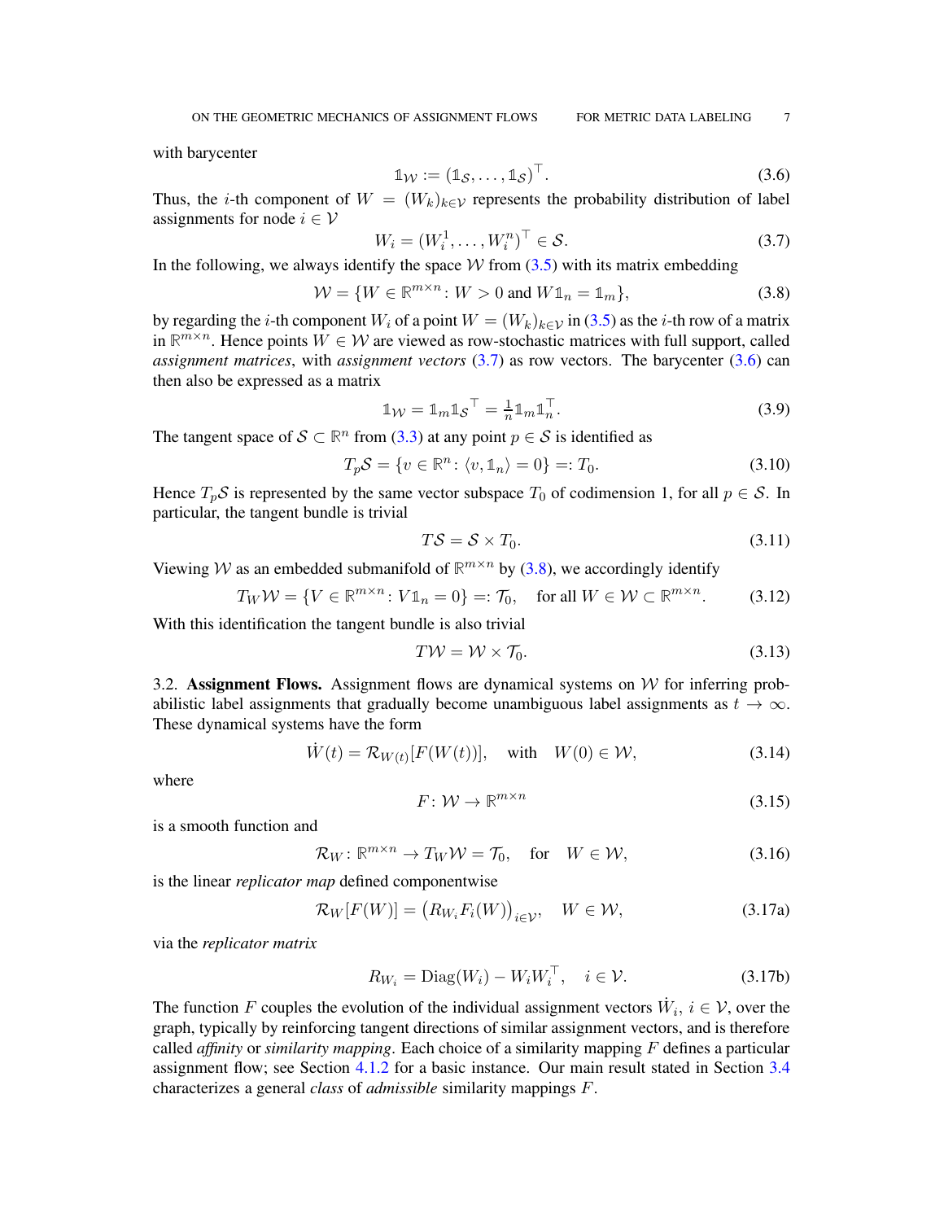with barycenter

$$\mathbb{1}_{\mathcal{W}} := (\mathbb{1}_{\mathcal{S}}, \dots, \mathbb{1}_{\mathcal{S}})^{\top}. \tag{3.6}$$

Thus, the $i$-th component of $W = (W_k)_{k \in \mathcal{V}}$ represents the probability distribution of label assignments for node $i \in \mathcal{V}$

$$W_i = (W_i^1, \dots, W_i^n)^{\top} \in \mathcal{S}. \tag{3.7}$$

In the following, we always identify the space $\mathcal{W}$ from (3.5) with its matrix embedding

$$\mathcal{W} = \{W \in \mathbb{R}^{m \times n} \colon W > 0 \text{ and } W\mathbb{1}_n = \mathbb{1}_m\}, \tag{3.8}$$

by regarding the $i$-th component $W_i$ of a point $W = (W_k)_{k \in \mathcal{V}}$ in (3.5) as the $i$-th row of a matrix in $\mathbb{R}^{m \times n}$. Hence points $W \in \mathcal{W}$ are viewed as row-stochastic matrices with full support, called *assignment matrices*, with *assignment vectors* (3.7) as row vectors. The barycenter (3.6) can then also be expressed as a matrix

$$\mathbb{1}_{\mathcal{W}} = \mathbb{1}_m \mathbb{1}_{\mathcal{S}}^{\top} = \tfrac{1}{n} \mathbb{1}_m \mathbb{1}_n^{\top}. \tag{3.9}$$

The tangent space of $\mathcal{S} \subset \mathbb{R}^n$ from (3.3) at any point $p \in \mathcal{S}$ is identified as

$$T_p\mathcal{S} = \{v \in \mathbb{R}^n \colon \langle v, \mathbb{1}_n \rangle = 0\} =: T_0. \tag{3.10}$$

Hence $T_p\mathcal{S}$ is represented by the same vector subspace $T_0$ of codimension 1, for all $p \in \mathcal{S}$. In particular, the tangent bundle is trivial

$$T\mathcal{S} = \mathcal{S} \times T_0. \tag{3.11}$$

Viewing $\mathcal{W}$ as an embedded submanifold of $\mathbb{R}^{m \times n}$ by (3.8), we accordingly identify

$$T_W\mathcal{W} = \{V \in \mathbb{R}^{m \times n} \colon V\mathbb{1}_n = 0\} =: \mathcal{T}_0, \quad \text{for all } W \in \mathcal{W} \subset \mathbb{R}^{m \times n}. \tag{3.12}$$

With this identification the tangent bundle is also trivial

$$T\mathcal{W} = \mathcal{W} \times \mathcal{T}_0. \tag{3.13}$$

3.2. **Assignment Flows.** Assignment flows are dynamical systems on $\mathcal{W}$ for inferring probabilistic label assignments that gradually become unambiguous label assignments as $t \to \infty$. These dynamical systems have the form

$$\dot{W}(t) = \mathcal{R}_{W(t)}[F(W(t))], \quad \text{with} \quad W(0) \in \mathcal{W}, \tag{3.14}$$

where

$$F \colon \mathcal{W} \to \mathbb{R}^{m \times n} \tag{3.15}$$

is a smooth function and

$$\mathcal{R}_W \colon \mathbb{R}^{m \times n} \to T_W\mathcal{W} = \mathcal{T}_0, \quad \text{for} \quad W \in \mathcal{W}, \tag{3.16}$$

is the linear *replicator map* defined componentwise

$$\mathcal{R}_W[F(W)] = \big(R_{W_i} F_i(W)\big)_{i \in \mathcal{V}}, \quad W \in \mathcal{W}, \tag{3.17a}$$

via the *replicator matrix*

$$R_{W_i} = \operatorname{Diag}(W_i) - W_i W_i^{\top}, \quad i \in \mathcal{V}. \tag{3.17b}$$

The function $F$ couples the evolution of the individual assignment vectors $\dot{W}_i$, $i \in \mathcal{V}$, over the graph, typically by reinforcing tangent directions of similar assignment vectors, and is therefore called *affinity* or *similarity mapping*. Each choice of a similarity mapping $F$ defines a particular assignment flow; see Section 4.1.2 for a basic instance. Our main result stated in Section 3.4 characterizes a general *class* of *admissible* similarity mappings $F$.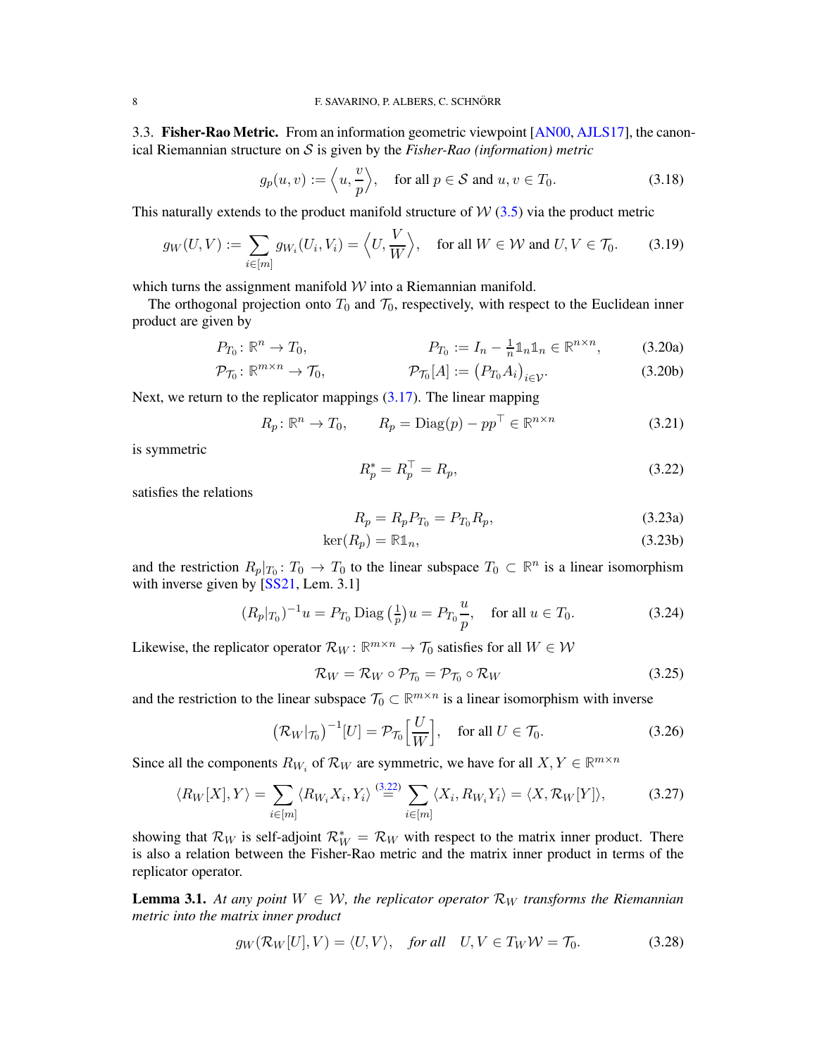3.3. **Fisher-Rao Metric.** From an information geometric viewpoint [AN00, AJLS17], the canonical Riemannian structure on $\mathcal{S}$ is given by the *Fisher-Rao (information) metric*

$$g_p(u,v) := \Big\langle u, \frac{v}{p} \Big\rangle, \quad \text{for all } p \in \mathcal{S} \text{ and } u, v \in T_0. \tag{3.18}$$

This naturally extends to the product manifold structure of $\mathcal{W}$ (3.5) via the product metric

$$g_W(U,V) := \sum_{i\in[m]} g_{W_i}(U_i, V_i) = \Big\langle U, \frac{V}{W} \Big\rangle, \quad \text{for all } W \in \mathcal{W} \text{ and } U, V \in \mathcal{T}_0. \tag{3.19}$$

which turns the assignment manifold $\mathcal{W}$ into a Riemannian manifold.

The orthogonal projection onto $T_0$ and $\mathcal{T}_0$, respectively, with respect to the Euclidean inner product are given by

$$P_{T_0} \colon \mathbb{R}^n \to T_0, \qquad\qquad P_{T_0} := I_n - \tfrac{1}{n}\mathbb{1}_n\mathbb{1}_n \in \mathbb{R}^{n\times n}, \tag{3.20a}$$

$$\mathcal{P}_{\mathcal{T}_0} \colon \mathbb{R}^{m\times n} \to \mathcal{T}_0, \qquad\qquad \mathcal{P}_{\mathcal{T}_0}[A] := \big(P_{T_0}A_i\big)_{i\in\mathcal{V}}. \tag{3.20b}$$

Next, we return to the replicator mappings (3.17). The linear mapping

$$R_p \colon \mathbb{R}^n \to T_0, \qquad R_p = \operatorname{Diag}(p) - pp^\top \in \mathbb{R}^{n\times n} \tag{3.21}$$

is symmetric

$$R_p^* = R_p^\top = R_p, \tag{3.22}$$

satisfies the relations

$$R_p = R_p P_{T_0} = P_{T_0} R_p, \tag{3.23a}$$

$$\ker(R_p) = \mathbb{R}\mathbb{1}_n, \tag{3.23b}$$

and the restriction $R_p|_{T_0} \colon T_0 \to T_0$ to the linear subspace $T_0 \subset \mathbb{R}^n$ is a linear isomorphism with inverse given by [SS21, Lem. 3.1]

$$(R_p|_{T_0})^{-1}u = P_{T_0}\operatorname{Diag}\big(\tfrac{1}{p}\big)u = P_{T_0}\frac{u}{p}, \quad \text{for all } u \in T_0. \tag{3.24}$$

Likewise, the replicator operator $\mathcal{R}_W \colon \mathbb{R}^{m\times n} \to \mathcal{T}_0$ satisfies for all $W \in \mathcal{W}$

$$\mathcal{R}_W = \mathcal{R}_W \circ \mathcal{P}_{\mathcal{T}_0} = \mathcal{P}_{\mathcal{T}_0} \circ \mathcal{R}_W \tag{3.25}$$

and the restriction to the linear subspace $\mathcal{T}_0 \subset \mathbb{R}^{m\times n}$ is a linear isomorphism with inverse

$$\big(\mathcal{R}_W|_{\mathcal{T}_0}\big)^{-1}[U] = \mathcal{P}_{\mathcal{T}_0}\Big[\frac{U}{W}\Big], \quad \text{for all } U \in \mathcal{T}_0. \tag{3.26}$$

Since all the components $R_{W_i}$ of $\mathcal{R}_W$ are symmetric, we have for all $X, Y \in \mathbb{R}^{m\times n}$

$$\langle R_W[X], Y\rangle = \sum_{i\in[m]} \langle R_{W_i}X_i, Y_i\rangle \overset{(3.22)}{=} \sum_{i\in[m]} \langle X_i, R_{W_i}Y_i\rangle = \langle X, \mathcal{R}_W[Y]\rangle, \tag{3.27}$$

showing that $\mathcal{R}_W$ is self-adjoint $\mathcal{R}_W^* = \mathcal{R}_W$ with respect to the matrix inner product. There is also a relation between the Fisher-Rao metric and the matrix inner product in terms of the replicator operator.

**Lemma 3.1.** *At any point $W \in \mathcal{W}$, the replicator operator $\mathcal{R}_W$ transforms the Riemannian metric into the matrix inner product*

$$g_W(\mathcal{R}_W[U], V) = \langle U, V\rangle, \quad \textit{for all} \quad U, V \in T_W\mathcal{W} = \mathcal{T}_0. \tag{3.28}$$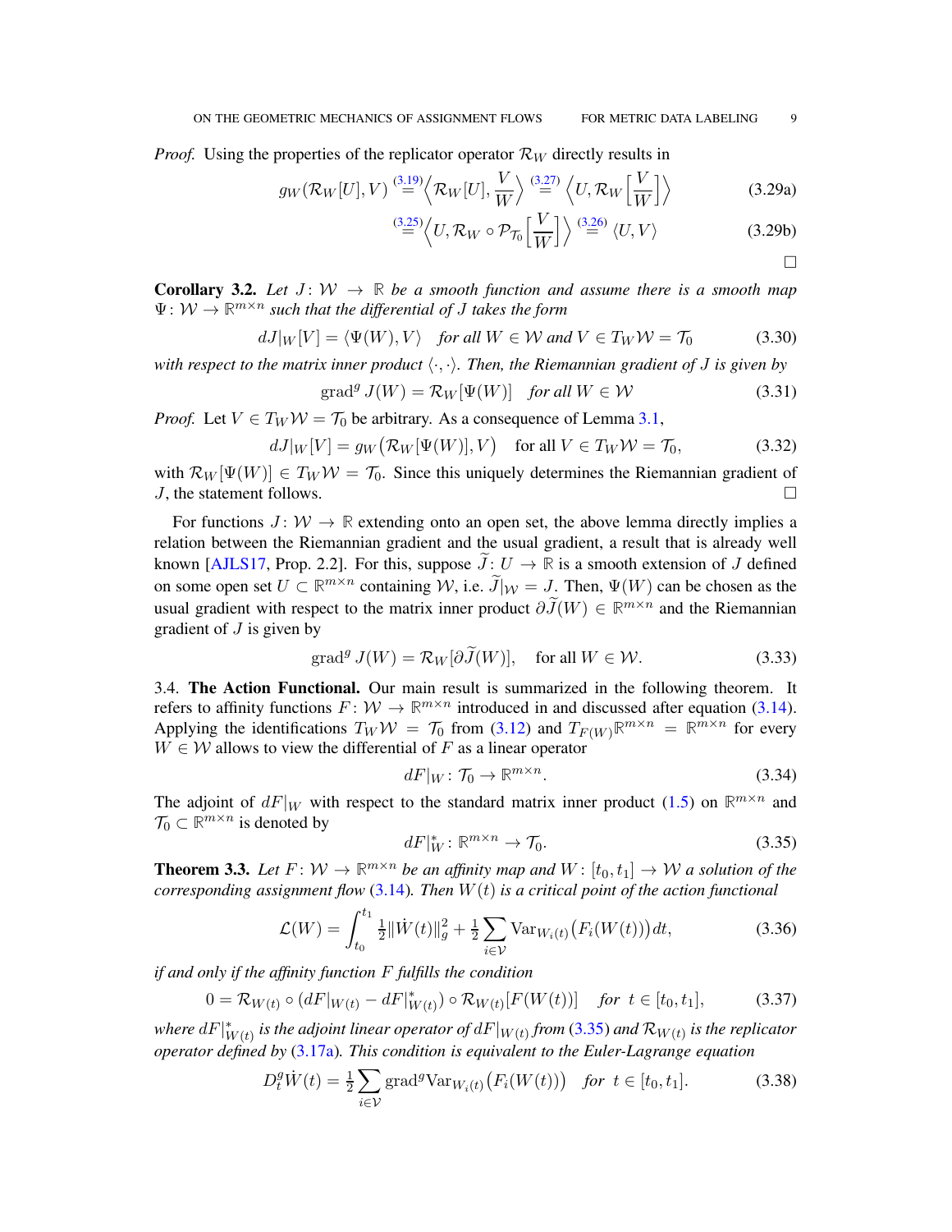*Proof.* Using the properties of the replicator operator $\mathcal{R}_W$ directly results in

$$g_W(\mathcal{R}_W[U], V) \overset{(3.19)}{=} \Big\langle \mathcal{R}_W[U], \frac{V}{W} \Big\rangle \overset{(3.27)}{=} \Big\langle U, \mathcal{R}_W\Big[\frac{V}{W}\Big] \Big\rangle \tag{3.29a}$$

$$\overset{(3.25)}{=} \Big\langle U, \mathcal{R}_W \circ \mathcal{P}_{\mathcal{T}_0}\Big[\frac{V}{W}\Big] \Big\rangle \overset{(3.26)}{=} \langle U, V \rangle \tag{3.29b}$$

$\square$

**Corollary 3.2.** *Let $J \colon \mathcal{W} \to \mathbb{R}$ be a smooth function and assume there is a smooth map $\Psi \colon \mathcal{W} \to \mathbb{R}^{m\times n}$ such that the differential of $J$ takes the form*

$$dJ|_W[V] = \langle \Psi(W), V \rangle \quad \text{for all } W \in \mathcal{W} \text{ and } V \in T_W\mathcal{W} = \mathcal{T}_0 \tag{3.30}$$

*with respect to the matrix inner product $\langle\cdot,\cdot\rangle$. Then, the Riemannian gradient of $J$ is given by*

$$\operatorname{grad}^g J(W) = \mathcal{R}_W[\Psi(W)] \quad \text{for all } W \in \mathcal{W} \tag{3.31}$$

*Proof.* Let $V \in T_W\mathcal{W} = \mathcal{T}_0$ be arbitrary. As a consequence of Lemma 3.1,

$$dJ|_W[V] = g_W\big(\mathcal{R}_W[\Psi(W)], V\big) \quad \text{for all } V \in T_W\mathcal{W} = \mathcal{T}_0, \tag{3.32}$$

with $\mathcal{R}_W[\Psi(W)] \in T_W\mathcal{W} = \mathcal{T}_0$. Since this uniquely determines the Riemannian gradient of $J$, the statement follows. $\square$

For functions $J \colon \mathcal{W} \to \mathbb{R}$ extending onto an open set, the above lemma directly implies a relation between the Riemannian gradient and the usual gradient, a result that is already well known [AJLS17, Prop. 2.2]. For this, suppose $\widetilde{J} \colon U \to \mathbb{R}$ is a smooth extension of $J$ defined on some open set $U \subset \mathbb{R}^{m\times n}$ containing $\mathcal{W}$, i.e. $\widetilde{J}|_{\mathcal{W}} = J$. Then, $\Psi(W)$ can be chosen as the usual gradient with respect to the matrix inner product $\partial\widetilde{J}(W) \in \mathbb{R}^{m\times n}$ and the Riemannian gradient of $J$ is given by

$$\operatorname{grad}^g J(W) = \mathcal{R}_W[\partial\widetilde{J}(W)], \quad \text{for all } W \in \mathcal{W}. \tag{3.33}$$

3.4. **The Action Functional.** Our main result is summarized in the following theorem. It refers to affinity functions $F \colon \mathcal{W} \to \mathbb{R}^{m\times n}$ introduced in and discussed after equation (3.14). Applying the identifications $T_W\mathcal{W} = \mathcal{T}_0$ from (3.12) and $T_{F(W)}\mathbb{R}^{m\times n} = \mathbb{R}^{m\times n}$ for every $W \in \mathcal{W}$ allows to view the differential of $F$ as a linear operator

$$dF|_W \colon \mathcal{T}_0 \to \mathbb{R}^{m\times n}. \tag{3.34}$$

The adjoint of $dF|_W$ with respect to the standard matrix inner product (1.5) on $\mathbb{R}^{m\times n}$ and $\mathcal{T}_0 \subset \mathbb{R}^{m\times n}$ is denoted by

$$dF|_W^* \colon \mathbb{R}^{m\times n} \to \mathcal{T}_0. \tag{3.35}$$

**Theorem 3.3.** *Let $F \colon \mathcal{W} \to \mathbb{R}^{m\times n}$ be an affinity map and $W \colon [t_0, t_1] \to \mathcal{W}$ a solution of the corresponding assignment flow (3.14). Then $W(t)$ is a critical point of the action functional*

$$\mathcal{L}(W) = \int_{t_0}^{t_1} \tfrac{1}{2}\|\dot{W}(t)\|_g^2 + \tfrac{1}{2}\sum_{i\in\mathcal{V}} \operatorname{Var}_{W_i(t)}\big(F_i(W(t))\big)\, dt, \tag{3.36}$$

*if and only if the affinity function $F$ fulfills the condition*

$$0 = \mathcal{R}_{W(t)} \circ \big(dF|_{W(t)} - dF|_{W(t)}^*\big) \circ \mathcal{R}_{W(t)}[F(W(t))] \quad \text{for } t \in [t_0, t_1], \tag{3.37}$$

*where $dF|_{W(t)}^*$ is the adjoint linear operator of $dF|_{W(t)}$ from (3.35) and $\mathcal{R}_{W(t)}$ is the replicator operator defined by (3.17a). This condition is equivalent to the Euler-Lagrange equation*

$$D_t^g \dot{W}(t) = \tfrac{1}{2}\sum_{i\in\mathcal{V}} \operatorname{grad}^g \operatorname{Var}_{W_i(t)}\big(F_i(W(t))\big) \quad \text{for } t \in [t_0, t_1]. \tag{3.38}$$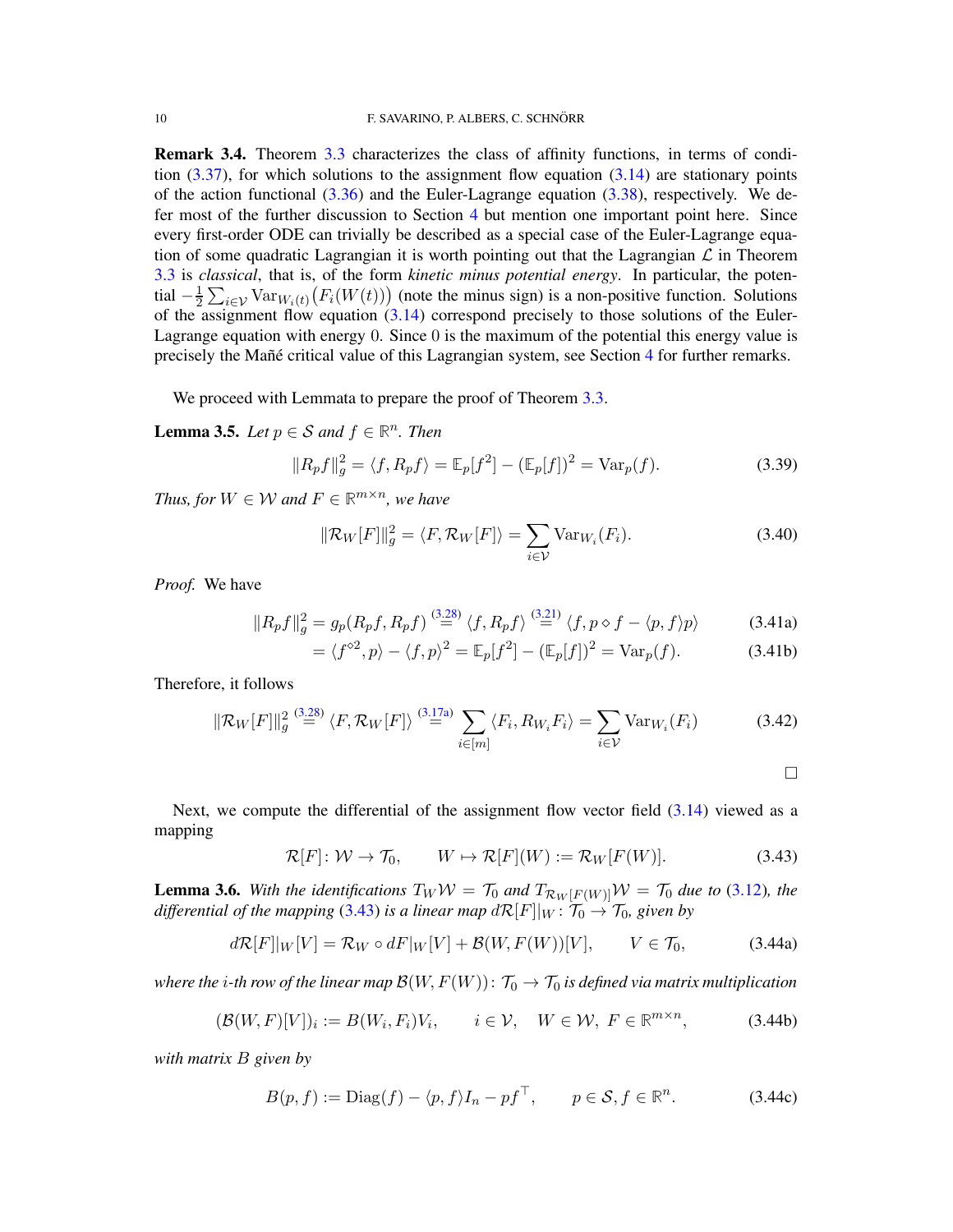**Remark 3.4.** Theorem 3.3 characterizes the class of affinity functions, in terms of condition (3.37), for which solutions to the assignment flow equation (3.14) are stationary points of the action functional (3.36) and the Euler-Lagrange equation (3.38), respectively. We defer most of the further discussion to Section 4 but mention one important point here. Since every first-order ODE can trivially be described as a special case of the Euler-Lagrange equation of some quadratic Lagrangian it is worth pointing out that the Lagrangian $\mathcal{L}$ in Theorem 3.3 is *classical*, that is, of the form *kinetic minus potential energy*. In particular, the potential $-\frac{1}{2}\sum_{i\in\mathcal{V}} \mathrm{Var}_{W_i(t)}\big(F_i(W(t))\big)$ (note the minus sign) is a non-positive function. Solutions of the assignment flow equation (3.14) correspond precisely to those solutions of the Euler-Lagrange equation with energy 0. Since 0 is the maximum of the potential this energy value is precisely the Mañé critical value of this Lagrangian system, see Section 4 for further remarks.

We proceed with Lemmata to prepare the proof of Theorem 3.3.

**Lemma 3.5.** *Let $p \in \mathcal{S}$ and $f \in \mathbb{R}^n$. Then*

$$\|R_p f\|_g^2 = \langle f, R_p f\rangle = \mathbb{E}_p[f^2] - (\mathbb{E}_p[f])^2 = \mathrm{Var}_p(f). \tag{3.39}$$

*Thus, for $W \in \mathcal{W}$ and $F \in \mathbb{R}^{m\times n}$, we have*

$$\|\mathcal{R}_W[F]\|_g^2 = \langle F, \mathcal{R}_W[F]\rangle = \sum_{i\in\mathcal{V}} \mathrm{Var}_{W_i}(F_i). \tag{3.40}$$

*Proof.* We have

$$\|R_p f\|_g^2 = g_p(R_p f, R_p f) \overset{(3.28)}{=} \langle f, R_p f\rangle \overset{(3.21)}{=} \langle f, p\diamond f - \langle p, f\rangle p\rangle \tag{3.41a}$$

$$= \langle f^{\diamond 2}, p\rangle - \langle f, p\rangle^2 = \mathbb{E}_p[f^2] - (\mathbb{E}_p[f])^2 = \mathrm{Var}_p(f). \tag{3.41b}$$

Therefore, it follows

$$\|\mathcal{R}_W[F]\|_g^2 \overset{(3.28)}{=} \langle F, \mathcal{R}_W[F]\rangle \overset{(3.17a)}{=} \sum_{i\in[m]} \langle F_i, R_{W_i} F_i\rangle = \sum_{i\in\mathcal{V}} \mathrm{Var}_{W_i}(F_i) \tag{3.42}$$

$\square$

Next, we compute the differential of the assignment flow vector field (3.14) viewed as a mapping

$$\mathcal{R}[F]\colon \mathcal{W} \to \mathcal{T}_0, \qquad W \mapsto \mathcal{R}[F](W) := \mathcal{R}_W[F(W)]. \tag{3.43}$$

**Lemma 3.6.** *With the identifications $T_W\mathcal{W} = \mathcal{T}_0$ and $T_{\mathcal{R}_W[F(W)]}\mathcal{W} = \mathcal{T}_0$ due to (3.12), the differential of the mapping (3.43) is a linear map $d\mathcal{R}[F]|_W\colon \mathcal{T}_0 \to \mathcal{T}_0$, given by*

$$d\mathcal{R}[F]|_W[V] = \mathcal{R}_W \circ dF|_W[V] + \mathcal{B}(W, F(W))[V], \qquad V \in \mathcal{T}_0, \tag{3.44a}$$

*where the $i$-th row of the linear map $\mathcal{B}(W, F(W))\colon \mathcal{T}_0 \to \mathcal{T}_0$ is defined via matrix multiplication*

$$(\mathcal{B}(W,F)[V])_i := B(W_i, F_i)V_i, \qquad i \in \mathcal{V}, \quad W \in \mathcal{W},\ F \in \mathbb{R}^{m\times n}, \tag{3.44b}$$

*with matrix $B$ given by*

$$B(p,f) := \mathrm{Diag}(f) - \langle p, f\rangle I_n - pf^\top, \qquad p \in \mathcal{S}, f \in \mathbb{R}^n. \tag{3.44c}$$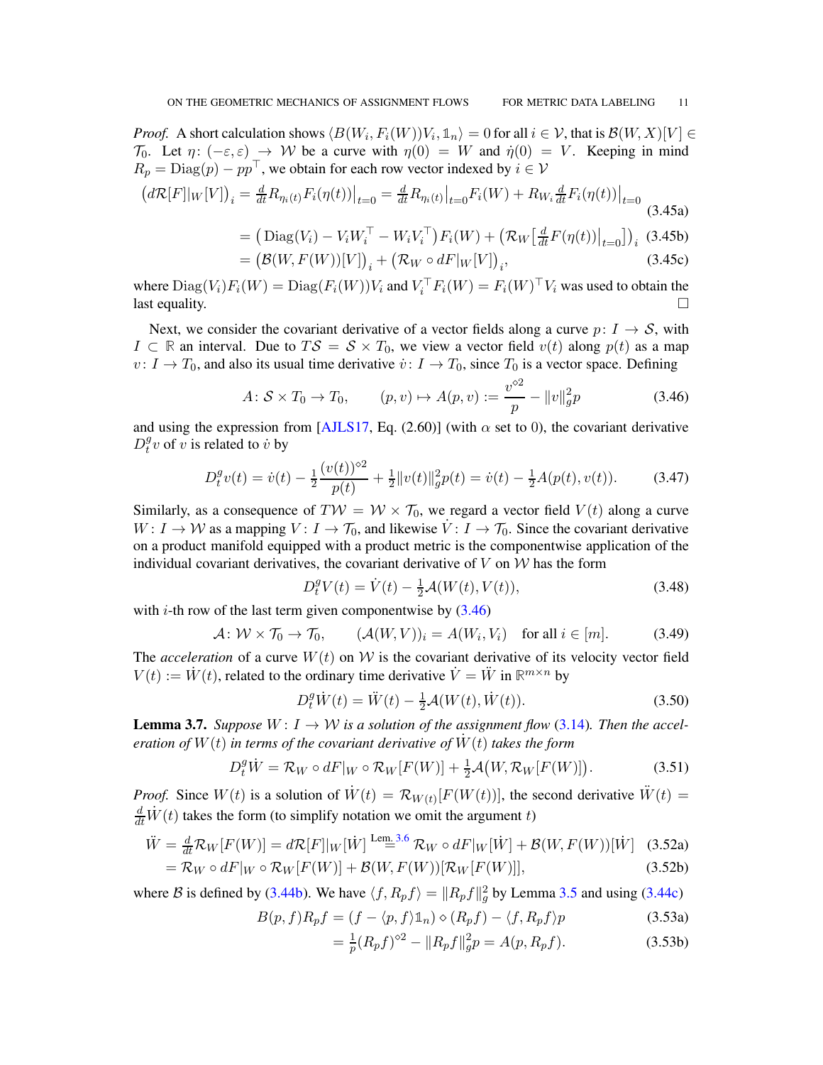*Proof.* A short calculation shows $\langle B(W_i, F_i(W))V_i, \mathbb{1}_n\rangle = 0$ for all $i \in \mathcal{V}$, that is $\mathcal{B}(W, X)[V] \in \mathcal{T}_0$. Let $\eta\colon (-\varepsilon, \varepsilon) \to \mathcal{W}$ be a curve with $\eta(0) = W$ and $\dot{\eta}(0) = V$. Keeping in mind $R_p = \operatorname{Diag}(p) - pp^\top$, we obtain for each row vector indexed by $i \in \mathcal{V}$

$$\big(d\mathcal{R}[F]|_W[V]\big)_i = \tfrac{d}{dt} R_{\eta_i(t)} F_i(\eta(t))\big|_{t=0} = \tfrac{d}{dt} R_{\eta_i(t)}\big|_{t=0} F_i(W) + R_{W_i} \tfrac{d}{dt} F_i(\eta(t))\big|_{t=0} \tag{3.45a}$$

$$= \big(\operatorname{Diag}(V_i) - V_i W_i^\top - W_i V_i^\top\big) F_i(W) + \big(\mathcal{R}_W\big[\tfrac{d}{dt} F(\eta(t))\big|_{t=0}\big]\big)_i \tag{3.45b}$$

$$= \big(\mathcal{B}(W, F(W))[V]\big)_i + \big(\mathcal{R}_W \circ dF|_W[V]\big)_i, \tag{3.45c}$$

where $\operatorname{Diag}(V_i)F_i(W) = \operatorname{Diag}(F_i(W))V_i$ and $V_i^\top F_i(W) = F_i(W)^\top V_i$ was used to obtain the last equality. $\square$

Next, we consider the covariant derivative of a vector fields along a curve $p\colon I \to \mathcal{S}$, with $I \subset \mathbb{R}$ an interval. Due to $T\mathcal{S} = \mathcal{S} \times T_0$, we view a vector field $v(t)$ along $p(t)$ as a map $v\colon I \to T_0$, and also its usual time derivative $\dot{v}\colon I \to T_0$, since $T_0$ is a vector space. Defining

$$A\colon \mathcal{S} \times T_0 \to T_0, \qquad (p, v) \mapsto A(p, v) := \frac{v^{\diamond 2}}{p} - \|v\|_g^2 p \tag{3.46}$$

and using the expression from [AJLS17, Eq. (2.60)] (with $\alpha$ set to 0), the covariant derivative $D_t^g v$ of $v$ is related to $\dot{v}$ by

$$D_t^g v(t) = \dot{v}(t) - \frac{1}{2}\frac{(v(t))^{\diamond 2}}{p(t)} + \tfrac{1}{2}\|v(t)\|_g^2 p(t) = \dot{v}(t) - \tfrac{1}{2} A(p(t), v(t)). \tag{3.47}$$

Similarly, as a consequence of $T\mathcal{W} = \mathcal{W} \times \mathcal{T}_0$, we regard a vector field $V(t)$ along a curve $W\colon I \to \mathcal{W}$ as a mapping $V\colon I \to \mathcal{T}_0$, and likewise $\dot{V}\colon I \to \mathcal{T}_0$. Since the covariant derivative on a product manifold equipped with a product metric is the componentwise application of the individual covariant derivatives, the covariant derivative of $V$ on $\mathcal{W}$ has the form

$$D_t^g V(t) = \dot{V}(t) - \tfrac{1}{2}\mathcal{A}(W(t), V(t)), \tag{3.48}$$

with $i$-th row of the last term given componentwise by (3.46)

$$\mathcal{A}\colon \mathcal{W} \times \mathcal{T}_0 \to \mathcal{T}_0, \qquad (\mathcal{A}(W, V))_i = A(W_i, V_i) \quad \text{for all } i \in [m]. \tag{3.49}$$

The *acceleration* of a curve $W(t)$ on $\mathcal{W}$ is the covariant derivative of its velocity vector field $V(t) := \dot{W}(t)$, related to the ordinary time derivative $\dot{V} = \ddot{W}$ in $\mathbb{R}^{m\times n}$ by

$$D_t^g \dot{W}(t) = \ddot{W}(t) - \tfrac{1}{2}\mathcal{A}(W(t), \dot{W}(t)). \tag{3.50}$$

**Lemma 3.7.** *Suppose $W\colon I \to \mathcal{W}$ is a solution of the assignment flow* (3.14)*. Then the acceleration of $W(t)$ in terms of the covariant derivative of $\dot{W}(t)$ takes the form*

$$D_t^g \dot{W} = \mathcal{R}_W \circ dF|_W \circ \mathcal{R}_W[F(W)] + \tfrac{1}{2}\mathcal{A}\big(W, \mathcal{R}_W[F(W)]\big). \tag{3.51}$$

*Proof.* Since $W(t)$ is a solution of $\dot{W}(t) = \mathcal{R}_{W(t)}[F(W(t))]$, the second derivative $\ddot{W}(t) = \frac{d}{dt}\dot{W}(t)$ takes the form (to simplify notation we omit the argument $t$)

$$\ddot{W} = \tfrac{d}{dt}\mathcal{R}_W[F(W)] = d\mathcal{R}[F]|_W[\dot{W}] \overset{\text{Lem. 3.6}}{=} \mathcal{R}_W \circ dF|_W[\dot{W}] + \mathcal{B}(W, F(W))[\dot{W}] \tag{3.52a}$$

$$= \mathcal{R}_W \circ dF|_W \circ \mathcal{R}_W[F(W)] + \mathcal{B}(W, F(W))[\mathcal{R}_W[F(W)]], \tag{3.52b}$$

where $\mathcal{B}$ is defined by (3.44b). We have $\langle f, R_p f\rangle = \|R_p f\|_g^2$ by Lemma 3.5 and using (3.44c)

$$B(p, f)R_p f = (f - \langle p, f\rangle \mathbb{1}_n) \diamond (R_p f) - \langle f, R_p f\rangle p \tag{3.53a}$$

$$= \tfrac{1}{p}(R_p f)^{\diamond 2} - \|R_p f\|_g^2 p = A(p, R_p f). \tag{3.53b}$$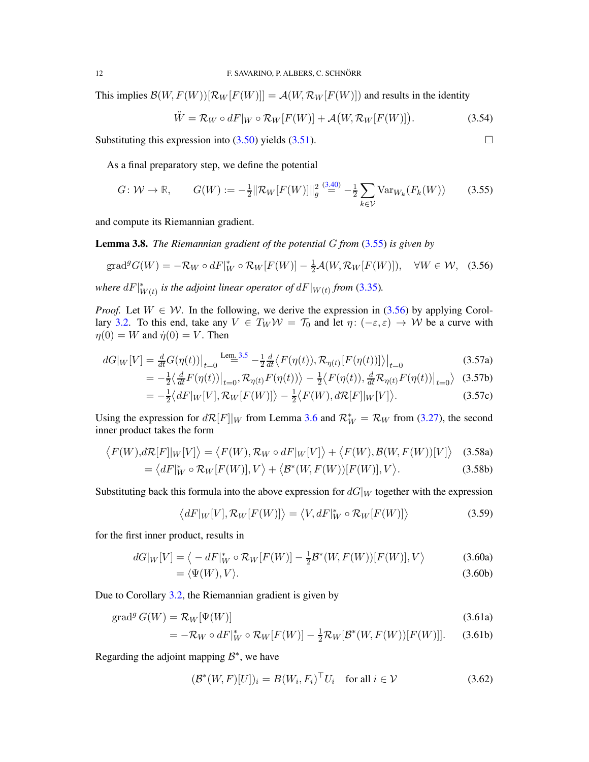This implies $\mathcal{B}(W, F(W))[\mathcal{R}_W[F(W)]] = \mathcal{A}(W, \mathcal{R}_W[F(W)])$ and results in the identity

$$\ddot{W} = \mathcal{R}_W \circ dF|_W \circ \mathcal{R}_W[F(W)] + \mathcal{A}\big(W, \mathcal{R}_W[F(W)]\big). \tag{3.54}$$

Substituting this expression into (3.50) yields (3.51). $\square$

As a final preparatory step, we define the potential

$$G\colon \mathcal{W} \to \mathbb{R}, \qquad G(W) := -\tfrac{1}{2}\|\mathcal{R}_W[F(W)]\|_g^2 \overset{(3.40)}{=} -\tfrac{1}{2}\sum_{k\in\mathcal{V}} \operatorname{Var}_{W_k}(F_k(W)) \tag{3.55}$$

and compute its Riemannian gradient.

**Lemma 3.8.** *The Riemannian gradient of the potential $G$ from (3.55) is given by*

$$\operatorname{grad}^g G(W) = -\mathcal{R}_W \circ dF|_W^* \circ \mathcal{R}_W[F(W)] - \tfrac{1}{2}\mathcal{A}(W, \mathcal{R}_W[F(W)]), \quad \forall W \in \mathcal{W}, \tag{3.56}$$

*where $dF|_{W(t)}^*$ is the adjoint linear operator of $dF|_{W(t)}$ from (3.35).*

*Proof.* Let $W \in \mathcal{W}$. In the following, we derive the expression in (3.56) by applying Corollary 3.2. To this end, take any $V \in T_W\mathcal{W} = \mathcal{T}_0$ and let $\eta\colon (-\varepsilon,\varepsilon) \to \mathcal{W}$ be a curve with $\eta(0) = W$ and $\dot{\eta}(0) = V$. Then

$$dG|_W[V] = \tfrac{d}{dt}G(\eta(t))\big|_{t=0} \overset{\text{Lem. 3.5}}{=} -\tfrac{1}{2}\tfrac{d}{dt}\big\langle F(\eta(t)), \mathcal{R}_{\eta(t)}[F(\eta(t))]\big\rangle\big|_{t=0} \tag{3.57a}$$

$$= -\tfrac{1}{2}\big\langle \tfrac{d}{dt}F(\eta(t))\big|_{t=0}, \mathcal{R}_{\eta(t)}F(\eta(t))\big\rangle - \tfrac{1}{2}\big\langle F(\eta(t)), \tfrac{d}{dt}\mathcal{R}_{\eta(t)}F(\eta(t))\big|_{t=0}\big\rangle \tag{3.57b}$$

$$= -\tfrac{1}{2}\big\langle dF|_W[V], \mathcal{R}_W[F(W)]\big\rangle - \tfrac{1}{2}\big\langle F(W), d\mathcal{R}[F]|_W[V]\big\rangle. \tag{3.57c}$$

Using the expression for $d\mathcal{R}[F]|_W$ from Lemma 3.6 and $\mathcal{R}_W^* = \mathcal{R}_W$ from (3.27), the second inner product takes the form

$$\big\langle F(W), d\mathcal{R}[F]|_W[V]\big\rangle = \big\langle F(W), \mathcal{R}_W \circ dF|_W[V]\big\rangle + \big\langle F(W), \mathcal{B}(W, F(W))[V]\big\rangle \tag{3.58a}$$

$$= \big\langle dF|_W^* \circ \mathcal{R}_W[F(W)], V\big\rangle + \big\langle \mathcal{B}^*(W, F(W))[F(W)], V\big\rangle. \tag{3.58b}$$

Substituting back this formula into the above expression for $dG|_W$ together with the expression

$$\big\langle dF|_W[V], \mathcal{R}_W[F(W)]\big\rangle = \big\langle V, dF|_W^* \circ \mathcal{R}_W[F(W)]\big\rangle \tag{3.59}$$

for the first inner product, results in

$$dG|_W[V] = \big\langle -dF|_W^* \circ \mathcal{R}_W[F(W)] - \tfrac{1}{2}\mathcal{B}^*(W, F(W))[F(W)], V\big\rangle \tag{3.60a}$$

$$= \langle \Psi(W), V\rangle. \tag{3.60b}$$

Due to Corollary 3.2, the Riemannian gradient is given by

$$\operatorname{grad}^g G(W) = \mathcal{R}_W[\Psi(W)] \tag{3.61a}$$

$$= -\mathcal{R}_W \circ dF|_W^* \circ \mathcal{R}_W[F(W)] - \tfrac{1}{2}\mathcal{R}_W[\mathcal{B}^*(W, F(W))[F(W)]]. \tag{3.61b}$$

Regarding the adjoint mapping $\mathcal{B}^*$, we have

$$(\mathcal{B}^*(W, F)[U])_i = B(W_i, F_i)^\top U_i \quad \text{for all } i \in \mathcal{V} \tag{3.62}$$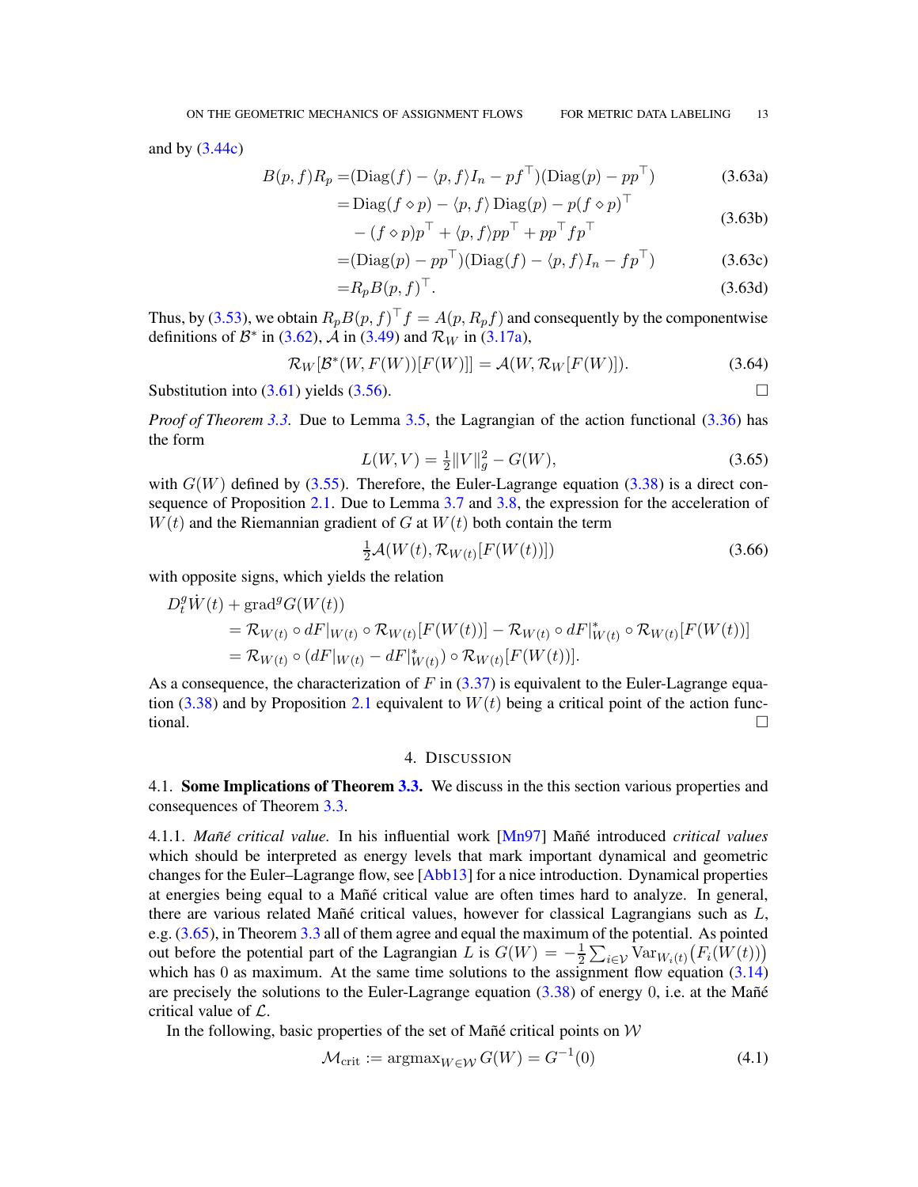and by (3.44c)

$$
\begin{aligned}
B(p,f)R_p =& (\mathrm{Diag}(f) - \langle p, f\rangle I_n - pf^\top)(\mathrm{Diag}(p) - pp^\top) && \text{(3.63a)}\\
=& \,\mathrm{Diag}(f \diamond p) - \langle p, f\rangle \,\mathrm{Diag}(p) - p(f \diamond p)^\top \\
& - (f \diamond p)p^\top + \langle p, f\rangle pp^\top + pp^\top fp^\top && \text{(3.63b)}\\
=& (\mathrm{Diag}(p) - pp^\top)(\mathrm{Diag}(f) - \langle p, f\rangle I_n - fp^\top) && \text{(3.63c)}\\
=& R_p B(p,f)^\top. && \text{(3.63d)}
\end{aligned}
$$

Thus, by (3.53), we obtain $R_p B(p,f)^\top f = \mathcal{A}(p, R_p f)$ and consequently by the componentwise definitions of $\mathcal{B}^*$ in (3.62), $\mathcal{A}$ in (3.49) and $\mathcal{R}_W$ in (3.17a),

$$
\mathcal{R}_W[\mathcal{B}^*(W, F(W))[F(W)]] = \mathcal{A}(W, \mathcal{R}_W[F(W)]). \tag{3.64}
$$

Substitution into (3.61) yields (3.56). $\square$

*Proof of Theorem 3.3.* Due to Lemma 3.5, the Lagrangian of the action functional (3.36) has the form

$$
L(W, V) = \tfrac{1}{2}\|V\|_g^2 - G(W), \tag{3.65}
$$

with $G(W)$ defined by (3.55). Therefore, the Euler-Lagrange equation (3.38) is a direct consequence of Proposition 2.1. Due to Lemma 3.7 and 3.8, the expression for the acceleration of $W(t)$ and the Riemannian gradient of $G$ at $W(t)$ both contain the term

$$
\tfrac{1}{2}\mathcal{A}(W(t), \mathcal{R}_{W(t)}[F(W(t))]) \tag{3.66}
$$

with opposite signs, which yields the relation

$$
\begin{aligned}
&D_t^g \dot{W}(t) + \mathrm{grad}^g G(W(t)) \\
&\quad= \mathcal{R}_{W(t)} \circ dF|_{W(t)} \circ \mathcal{R}_{W(t)}[F(W(t))] - \mathcal{R}_{W(t)} \circ dF|_{W(t)}^* \circ \mathcal{R}_{W(t)}[F(W(t))] \\
&\quad= \mathcal{R}_{W(t)} \circ (dF|_{W(t)} - dF|_{W(t)}^*) \circ \mathcal{R}_{W(t)}[F(W(t))].
\end{aligned}
$$

As a consequence, the characterization of $F$ in (3.37) is equivalent to the Euler-Lagrange equation (3.38) and by Proposition 2.1 equivalent to $W(t)$ being a critical point of the action functional. $\square$

## 4. Discussion

### 4.1. Some Implications of Theorem 3.3.

We discuss in the this section various properties and consequences of Theorem 3.3.

#### 4.1.1. *Mañé critical value.*

In his influential work [Mn97] Mañé introduced *critical values* which should be interpreted as energy levels that mark important dynamical and geometric changes for the Euler–Lagrange flow, see [Abb13] for a nice introduction. Dynamical properties at energies being equal to a Mañé critical value are often times hard to analyze. In general, there are various related Mañé critical values, however for classical Lagrangians such as $L$, e.g. (3.65), in Theorem 3.3 all of them agree and equal the maximum of the potential. As pointed out before the potential part of the Lagrangian $L$ is $G(W) = -\frac{1}{2}\sum_{i\in\mathcal{V}} \mathrm{Var}_{W_i(t)}\big(F_i(W(t))\big)$ which has $0$ as maximum. At the same time solutions to the assignment flow equation (3.14) are precisely the solutions to the Euler-Lagrange equation (3.38) of energy $0$, i.e. at the Mañé critical value of $\mathcal{L}$.

In the following, basic properties of the set of Mañé critical points on $\mathcal{W}$

$$
\mathcal{M}_{\mathrm{crit}} := \mathrm{argmax}_{W\in\mathcal{W}}\, G(W) = G^{-1}(0) \tag{4.1}
$$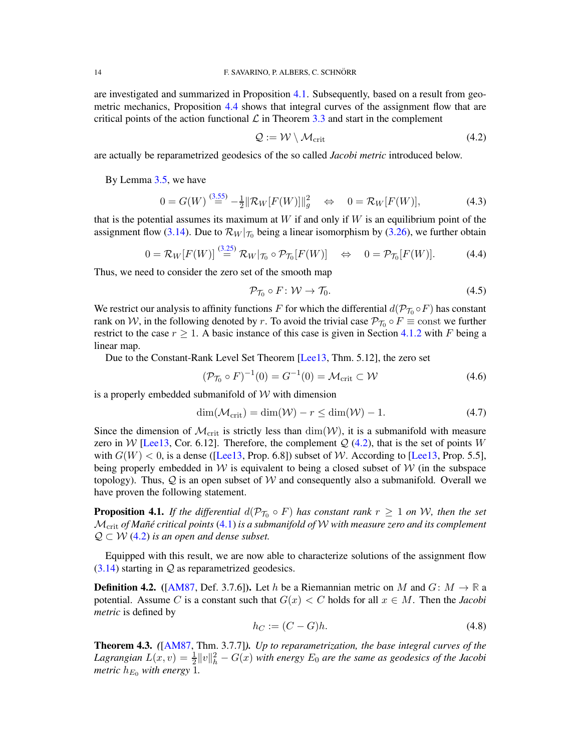are investigated and summarized in Proposition 4.1. Subsequently, based on a result from geometric mechanics, Proposition 4.4 shows that integral curves of the assignment flow that are critical points of the action functional $\mathcal{L}$ in Theorem 3.3 and start in the complement

$$\mathcal{Q} := \mathcal{W} \setminus \mathcal{M}_{\mathrm{crit}} \tag{4.2}$$

are actually be reparametrized geodesics of the so called *Jacobi metric* introduced below.

By Lemma 3.5, we have

$$0 = G(W) \overset{(3.55)}{=} -\tfrac{1}{2}\|\mathcal{R}_W[F(W)]\|_g^2 \quad \Leftrightarrow \quad 0 = \mathcal{R}_W[F(W)], \tag{4.3}$$

that is the potential assumes its maximum at $W$ if and only if $W$ is an equilibrium point of the assignment flow (3.14). Due to $\mathcal{R}_W|_{\mathcal{T}_0}$ being a linear isomorphism by (3.26), we further obtain

$$0 = \mathcal{R}_W[F(W)] \overset{(3.25)}{=} \mathcal{R}_W|_{\mathcal{T}_0} \circ \mathcal{P}_{\mathcal{T}_0}[F(W)] \quad \Leftrightarrow \quad 0 = \mathcal{P}_{\mathcal{T}_0}[F(W)]. \tag{4.4}$$

Thus, we need to consider the zero set of the smooth map

$$\mathcal{P}_{\mathcal{T}_0} \circ F \colon \mathcal{W} \to \mathcal{T}_0. \tag{4.5}$$

We restrict our analysis to affinity functions $F$ for which the differential $d(\mathcal{P}_{\mathcal{T}_0} \circ F)$ has constant rank on $\mathcal{W}$, in the following denoted by $r$. To avoid the trivial case $\mathcal{P}_{\mathcal{T}_0} \circ F \equiv \mathrm{const}$ we further restrict to the case $r \geq 1$. A basic instance of this case is given in Section 4.1.2 with $F$ being a linear map.

Due to the Constant-Rank Level Set Theorem [Lee13, Thm. 5.12], the zero set

$$(\mathcal{P}_{\mathcal{T}_0} \circ F)^{-1}(0) = G^{-1}(0) = \mathcal{M}_{\mathrm{crit}} \subset \mathcal{W} \tag{4.6}$$

is a properly embedded submanifold of $\mathcal{W}$ with dimension

$$\dim(\mathcal{M}_{\mathrm{crit}}) = \dim(\mathcal{W}) - r \leq \dim(\mathcal{W}) - 1. \tag{4.7}$$

Since the dimension of $\mathcal{M}_{\mathrm{crit}}$ is strictly less than $\dim(\mathcal{W})$, it is a submanifold with measure zero in $\mathcal{W}$ [Lee13, Cor. 6.12]. Therefore, the complement $\mathcal{Q}$ (4.2), that is the set of points $W$ with $G(W) < 0$, is a dense ([Lee13, Prop. 6.8]) subset of $\mathcal{W}$. According to [Lee13, Prop. 5.5], being properly embedded in $\mathcal{W}$ is equivalent to being a closed subset of $\mathcal{W}$ (in the subspace topology). Thus, $\mathcal{Q}$ is an open subset of $\mathcal{W}$ and consequently also a submanifold. Overall we have proven the following statement.

**Proposition 4.1.** *If the differential $d(\mathcal{P}_{\mathcal{T}_0} \circ F)$ has constant rank $r \geq 1$ on $\mathcal{W}$, then the set $\mathcal{M}_{\mathrm{crit}}$ of Mañé critical points (4.1) is a submanifold of $\mathcal{W}$ with measure zero and its complement $\mathcal{Q} \subset \mathcal{W}$ (4.2) is an open and dense subset.*

Equipped with this result, we are now able to characterize solutions of the assignment flow (3.14) starting in $\mathcal{Q}$ as reparametrized geodesics.

**Definition 4.2.** ([AM87, Def. 3.7.6]). Let $h$ be a Riemannian metric on $M$ and $G \colon M \to \mathbb{R}$ a potential. Assume $C$ is a constant such that $G(x) < C$ holds for all $x \in M$. Then the *Jacobi metric* is defined by

$$h_C := (C - G)h. \tag{4.8}$$

**Theorem 4.3.** *([AM87, Thm. 3.7.7]). Up to reparametrization, the base integral curves of the Lagrangian $L(x, v) = \frac{1}{2}\|v\|_h^2 - G(x)$ with energy $E_0$ are the same as geodesics of the Jacobi metric $h_{E_0}$ with energy 1.*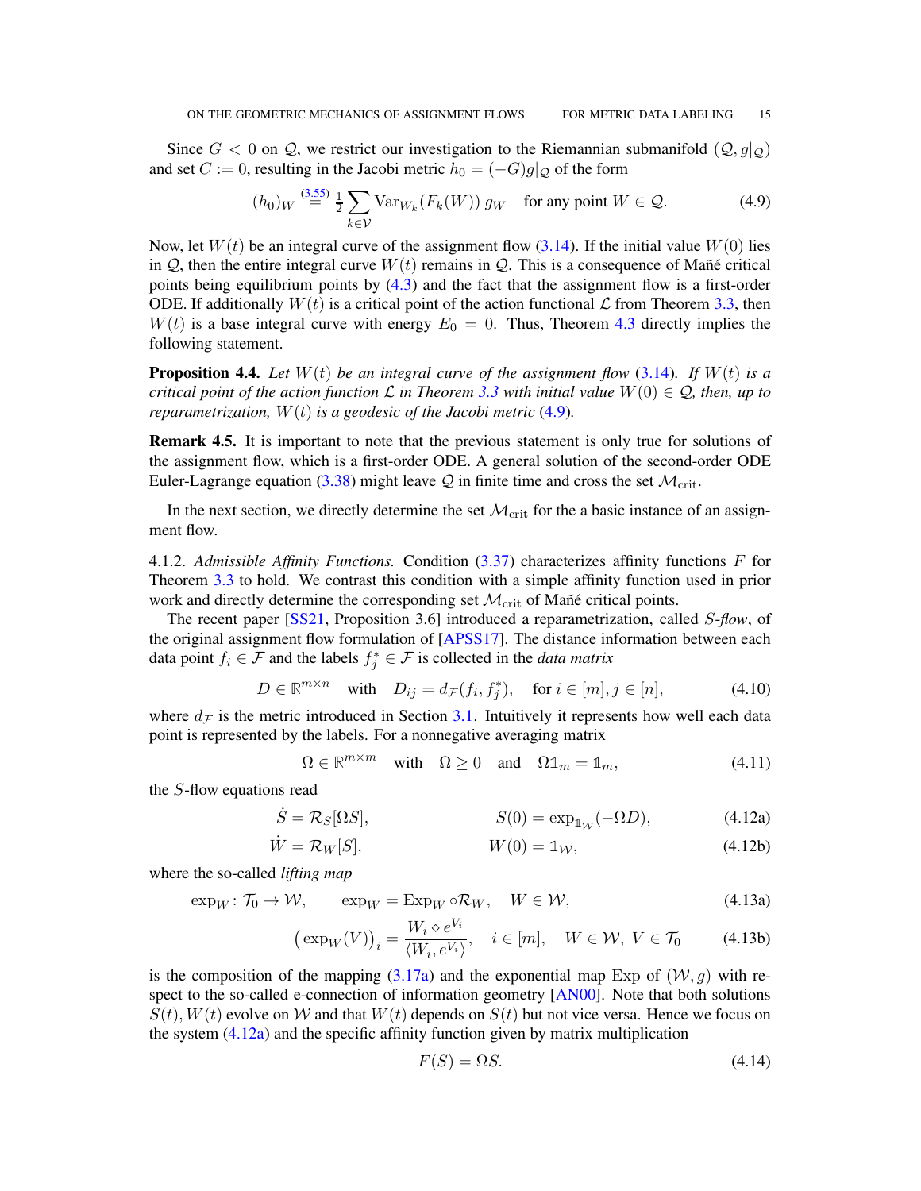Since $G < 0$ on $\mathcal{Q}$, we restrict our investigation to the Riemannian submanifold $(\mathcal{Q}, g|_{\mathcal{Q}})$ and set $C := 0$, resulting in the Jacobi metric $h_0 = (-G)g|_{\mathcal{Q}}$ of the form

$$(h_0)_W \overset{(3.55)}{=} \tfrac{1}{2} \sum_{k \in \mathcal{V}} \mathrm{Var}_{W_k}(F_k(W))\, g_W \quad \text{for any point } W \in \mathcal{Q}. \tag{4.9}$$

Now, let $W(t)$ be an integral curve of the assignment flow (3.14). If the initial value $W(0)$ lies in $\mathcal{Q}$, then the entire integral curve $W(t)$ remains in $\mathcal{Q}$. This is a consequence of Mañé critical points being equilibrium points by (4.3) and the fact that the assignment flow is a first-order ODE. If additionally $W(t)$ is a critical point of the action functional $\mathcal{L}$ from Theorem 3.3, then $W(t)$ is a base integral curve with energy $E_0 = 0$. Thus, Theorem 4.3 directly implies the following statement.

**Proposition 4.4.** *Let $W(t)$ be an integral curve of the assignment flow (3.14). If $W(t)$ is a critical point of the action function $\mathcal{L}$ in Theorem 3.3 with initial value $W(0) \in \mathcal{Q}$, then, up to reparametrization, $W(t)$ is a geodesic of the Jacobi metric (4.9).*

**Remark 4.5.** It is important to note that the previous statement is only true for solutions of the assignment flow, which is a first-order ODE. A general solution of the second-order ODE Euler-Lagrange equation (3.38) might leave $\mathcal{Q}$ in finite time and cross the set $\mathcal{M}_{\mathrm{crit}}$.

In the next section, we directly determine the set $\mathcal{M}_{\mathrm{crit}}$ for the a basic instance of an assignment flow.

4.1.2. *Admissible Affinity Functions.* Condition (3.37) characterizes affinity functions $F$ for Theorem 3.3 to hold. We contrast this condition with a simple affinity function used in prior work and directly determine the corresponding set $\mathcal{M}_{\mathrm{crit}}$ of Mañé critical points.

The recent paper [SS21, Proposition 3.6] introduced a reparametrization, called *$S$-flow*, of the original assignment flow formulation of [APSS17]. The distance information between each data point $f_i \in \mathcal{F}$ and the labels $f_j^* \in \mathcal{F}$ is collected in the *data matrix*

$$D \in \mathbb{R}^{m \times n} \quad \text{with} \quad D_{ij} = d_{\mathcal{F}}(f_i, f_j^*), \quad \text{for } i \in [m], j \in [n], \tag{4.10}$$

where $d_{\mathcal{F}}$ is the metric introduced in Section 3.1. Intuitively it represents how well each data point is represented by the labels. For a nonnegative averaging matrix

$$\Omega \in \mathbb{R}^{m \times m} \quad \text{with} \quad \Omega \geq 0 \quad \text{and} \quad \Omega \mathbb{1}_m = \mathbb{1}_m, \tag{4.11}$$

the $S$-flow equations read

$$\dot{S} = \mathcal{R}_S[\Omega S], \qquad\qquad S(0) = \exp_{\mathbb{1}_{\mathcal{W}}}(-\Omega D), \tag{4.12a}$$

$$\dot{W} = \mathcal{R}_W[S], \qquad\qquad W(0) = \mathbb{1}_{\mathcal{W}}, \tag{4.12b}$$

where the so-called *lifting map*

$$\exp_W \colon \mathcal{T}_0 \to \mathcal{W}, \qquad \exp_W = \mathrm{Exp}_W \circ \mathcal{R}_W, \quad W \in \mathcal{W}, \tag{4.13a}$$

$$\big(\exp_W(V)\big)_i = \frac{W_i \diamond e^{V_i}}{\langle W_i, e^{V_i} \rangle}, \quad i \in [m], \quad W \in \mathcal{W},\ V \in \mathcal{T}_0 \tag{4.13b}$$

is the composition of the mapping (3.17a) and the exponential map $\mathrm{Exp}$ of $(\mathcal{W}, g)$ with respect to the so-called e-connection of information geometry [AN00]. Note that both solutions $S(t), W(t)$ evolve on $\mathcal{W}$ and that $W(t)$ depends on $S(t)$ but not vice versa. Hence we focus on the system (4.12a) and the specific affinity function given by matrix multiplication

$$F(S) = \Omega S. \tag{4.14}$$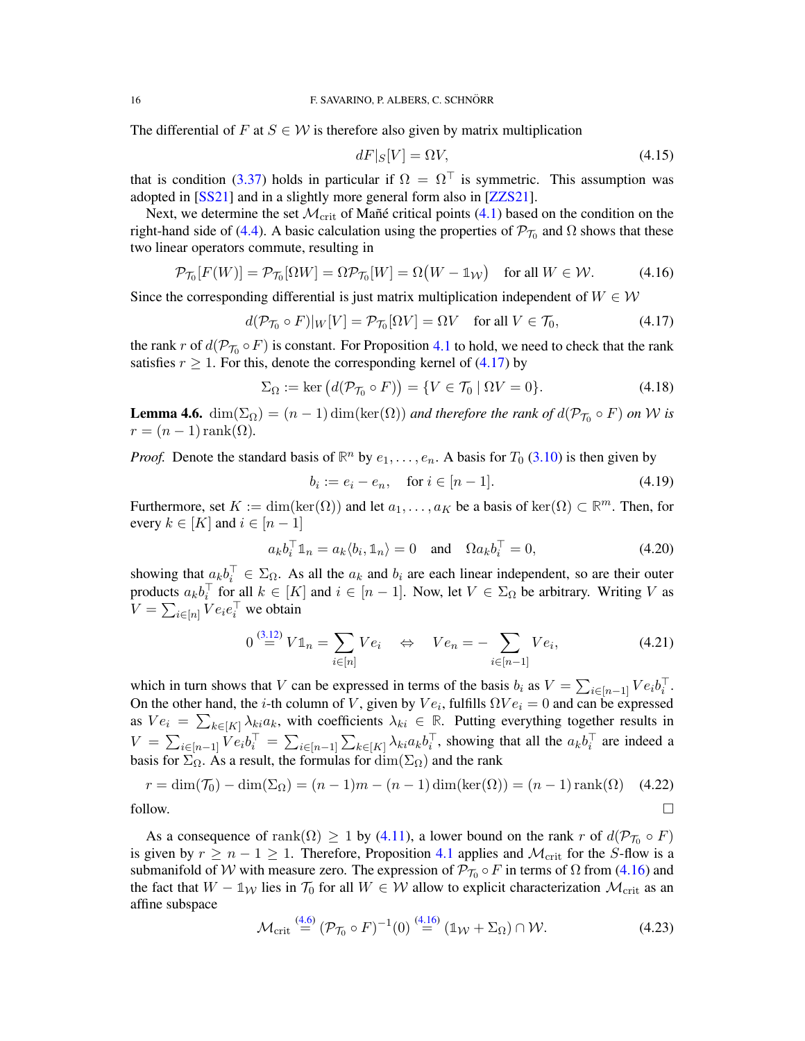The differential of $F$ at $S \in \mathcal{W}$ is therefore also given by matrix multiplication

$$dF|_S[V] = \Omega V, \tag{4.15}$$

that is condition (3.37) holds in particular if $\Omega = \Omega^\top$ is symmetric. This assumption was adopted in [SS21] and in a slightly more general form also in [ZZS21].

Next, we determine the set $\mathcal{M}_{\text{crit}}$ of Mañé critical points (4.1) based on the condition on the right-hand side of (4.4). A basic calculation using the properties of $\mathcal{P}_{\mathcal{T}_0}$ and $\Omega$ shows that these two linear operators commute, resulting in

$$\mathcal{P}_{\mathcal{T}_0}[F(W)] = \mathcal{P}_{\mathcal{T}_0}[\Omega W] = \Omega \mathcal{P}_{\mathcal{T}_0}[W] = \Omega\big(W - \mathbb{1}_{\mathcal{W}}\big) \quad \text{for all } W \in \mathcal{W}. \tag{4.16}$$

Since the corresponding differential is just matrix multiplication independent of $W \in \mathcal{W}$

$$d(\mathcal{P}_{\mathcal{T}_0} \circ F)|_W[V] = \mathcal{P}_{\mathcal{T}_0}[\Omega V] = \Omega V \quad \text{for all } V \in \mathcal{T}_0, \tag{4.17}$$

the rank $r$ of $d(\mathcal{P}_{\mathcal{T}_0} \circ F)$ is constant. For Proposition 4.1 to hold, we need to check that the rank satisfies $r \geq 1$. For this, denote the corresponding kernel of (4.17) by

$$\Sigma_\Omega := \ker\big(d(\mathcal{P}_{\mathcal{T}_0} \circ F)\big) = \{V \in \mathcal{T}_0 \mid \Omega V = 0\}. \tag{4.18}$$

**Lemma 4.6.** $\dim(\Sigma_\Omega) = (n-1)\dim(\ker(\Omega))$ *and therefore the rank of* $d(\mathcal{P}_{\mathcal{T}_0} \circ F)$ *on* $\mathcal{W}$ *is* $r = (n-1)\operatorname{rank}(\Omega)$.

*Proof.* Denote the standard basis of $\mathbb{R}^n$ by $e_1, \dots, e_n$. A basis for $T_0$ (3.10) is then given by

$$b_i := e_i - e_n, \quad \text{for } i \in [n-1]. \tag{4.19}$$

Furthermore, set $K := \dim(\ker(\Omega))$ and let $a_1, \dots, a_K$ be a basis of $\ker(\Omega) \subset \mathbb{R}^m$. Then, for every $k \in [K]$ and $i \in [n-1]$

$$a_k b_i^\top \mathbb{1}_n = a_k \langle b_i, \mathbb{1}_n \rangle = 0 \quad \text{and} \quad \Omega a_k b_i^\top = 0, \tag{4.20}$$

showing that $a_k b_i^\top \in \Sigma_\Omega$. As all the $a_k$ and $b_i$ are each linear independent, so are their outer products $a_k b_i^\top$ for all $k \in [K]$ and $i \in [n-1]$. Now, let $V \in \Sigma_\Omega$ be arbitrary. Writing $V$ as $V = \sum_{i \in [n]} V e_i e_i^\top$ we obtain

$$0 \overset{(3.12)}{=} V \mathbb{1}_n = \sum_{i \in [n]} V e_i \quad \Leftrightarrow \quad V e_n = -\sum_{i \in [n-1]} V e_i, \tag{4.21}$$

which in turn shows that $V$ can be expressed in terms of the basis $b_i$ as $V = \sum_{i \in [n-1]} V e_i b_i^\top$. On the other hand, the $i$-th column of $V$, given by $V e_i$, fulfills $\Omega V e_i = 0$ and can be expressed as $V e_i = \sum_{k \in [K]} \lambda_{ki} a_k$, with coefficients $\lambda_{ki} \in \mathbb{R}$. Putting everything together results in $V = \sum_{i \in [n-1]} V e_i b_i^\top = \sum_{i \in [n-1]} \sum_{k \in [K]} \lambda_{ki} a_k b_i^\top$, showing that all the $a_k b_i^\top$ are indeed a basis for $\Sigma_\Omega$. As a result, the formulas for $\dim(\Sigma_\Omega)$ and the rank

$$r = \dim(\mathcal{T}_0) - \dim(\Sigma_\Omega) = (n-1)m - (n-1)\dim(\ker(\Omega)) = (n-1)\operatorname{rank}(\Omega) \tag{4.22}$$

follow. $\square$

As a consequence of $\operatorname{rank}(\Omega) \geq 1$ by (4.11), a lower bound on the rank $r$ of $d(\mathcal{P}_{\mathcal{T}_0} \circ F)$ is given by $r \geq n - 1 \geq 1$. Therefore, Proposition 4.1 applies and $\mathcal{M}_{\text{crit}}$ for the $S$-flow is a submanifold of $\mathcal{W}$ with measure zero. The expression of $\mathcal{P}_{\mathcal{T}_0} \circ F$ in terms of $\Omega$ from (4.16) and the fact that $W - \mathbb{1}_{\mathcal{W}}$ lies in $\mathcal{T}_0$ for all $W \in \mathcal{W}$ allow to explicit characterization $\mathcal{M}_{\text{crit}}$ as an affine subspace

$$\mathcal{M}_{\text{crit}} \overset{(4.6)}{=} (\mathcal{P}_{\mathcal{T}_0} \circ F)^{-1}(0) \overset{(4.16)}{=} (\mathbb{1}_{\mathcal{W}} + \Sigma_\Omega) \cap \mathcal{W}. \tag{4.23}$$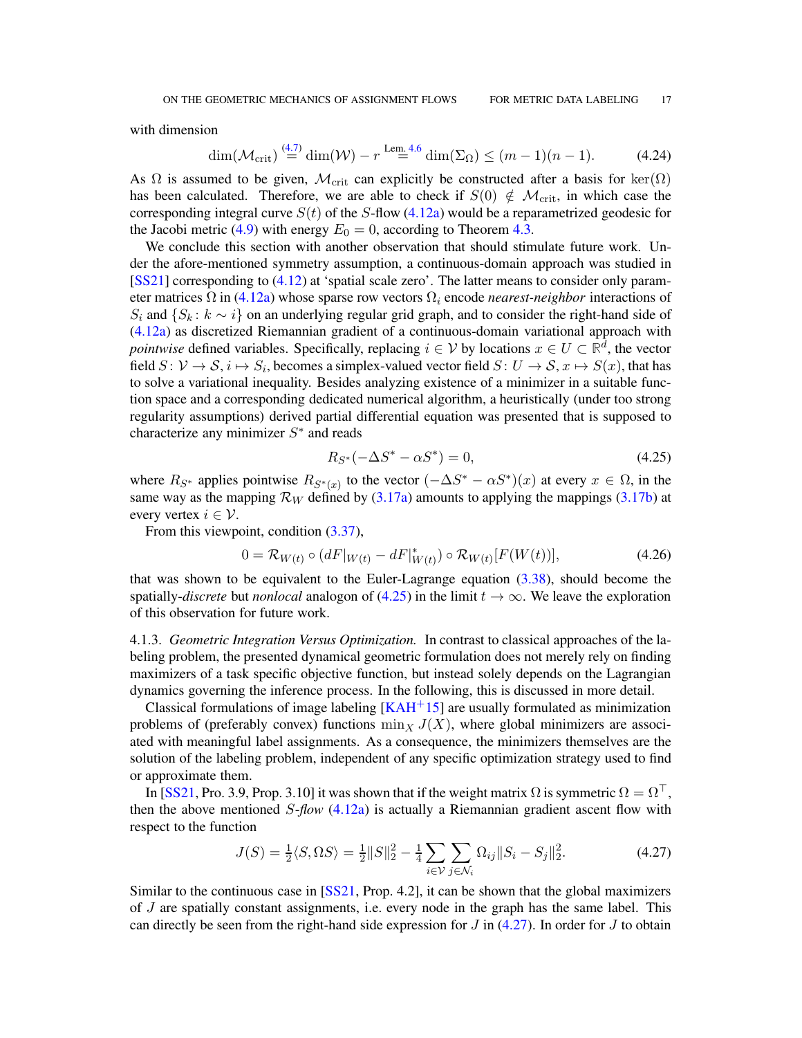with dimension

$$\dim(\mathcal{M}_{\text{crit}}) \overset{(4.7)}{=} \dim(\mathcal{W}) - r \overset{\text{Lem. 4.6}}{=} \dim(\Sigma_\Omega) \leq (m-1)(n-1). \tag{4.24}$$

As $\Omega$ is assumed to be given, $\mathcal{M}_{\text{crit}}$ can explicitly be constructed after a basis for $\ker(\Omega)$ has been calculated. Therefore, we are able to check if $S(0) \notin \mathcal{M}_{\text{crit}}$, in which case the corresponding integral curve $S(t)$ of the $S$-flow (4.12a) would be a reparametrized geodesic for the Jacobi metric (4.9) with energy $E_0 = 0$, according to Theorem 4.3.

We conclude this section with another observation that should stimulate future work. Under the afore-mentioned symmetry assumption, a continuous-domain approach was studied in [SS21] corresponding to (4.12) at 'spatial scale zero'. The latter means to consider only parameter matrices $\Omega$ in (4.12a) whose sparse row vectors $\Omega_i$ encode *nearest-neighbor* interactions of $S_i$ and $\{S_k : k \sim i\}$ on an underlying regular grid graph, and to consider the right-hand side of (4.12a) as discretized Riemannian gradient of a continuous-domain variational approach with *pointwise* defined variables. Specifically, replacing $i \in \mathcal{V}$ by locations $x \in U \subset \mathbb{R}^d$, the vector field $S\colon \mathcal{V} \to \mathcal{S}, i \mapsto S_i$, becomes a simplex-valued vector field $S\colon U \to \mathcal{S}, x \mapsto S(x)$, that has to solve a variational inequality. Besides analyzing existence of a minimizer in a suitable function space and a corresponding dedicated numerical algorithm, a heuristically (under too strong regularity assumptions) derived partial differential equation was presented that is supposed to characterize any minimizer $S^*$ and reads

$$R_{S^*}(-\Delta S^* - \alpha S^*) = 0, \tag{4.25}$$

where $R_{S^*}$ applies pointwise $R_{S^*(x)}$ to the vector $(-\Delta S^* - \alpha S^*)(x)$ at every $x \in \Omega$, in the same way as the mapping $\mathcal{R}_W$ defined by (3.17a) amounts to applying the mappings (3.17b) at every vertex $i \in \mathcal{V}$.

From this viewpoint, condition (3.37),

$$0 = \mathcal{R}_{W(t)} \circ (dF|_{W(t)} - dF|^*_{W(t)}) \circ \mathcal{R}_{W(t)}[F(W(t))], \tag{4.26}$$

that was shown to be equivalent to the Euler-Lagrange equation (3.38), should become the spatially-*discrete* but *nonlocal* analogon of (4.25) in the limit $t \to \infty$. We leave the exploration of this observation for future work.

#### 4.1.3. *Geometric Integration Versus Optimization.*

In contrast to classical approaches of the labeling problem, the presented dynamical geometric formulation does not merely rely on finding maximizers of a task specific objective function, but instead solely depends on the Lagrangian dynamics governing the inference process. In the following, this is discussed in more detail.

Classical formulations of image labeling [KAH+15] are usually formulated as minimization problems of (preferably convex) functions $\min_X J(X)$, where global minimizers are associated with meaningful label assignments. As a consequence, the minimizers themselves are the solution of the labeling problem, independent of any specific optimization strategy used to find or approximate them.

In [SS21, Pro. 3.9, Prop. 3.10] it was shown that if the weight matrix $\Omega$ is symmetric $\Omega = \Omega^\top$, then the above mentioned *$S$-flow* (4.12a) is actually a Riemannian gradient ascent flow with respect to the function

$$J(S) = \tfrac{1}{2}\langle S, \Omega S\rangle = \tfrac{1}{2}\|S\|_2^2 - \tfrac{1}{4}\sum_{i\in\mathcal{V}}\sum_{j\in\mathcal{N}_i}\Omega_{ij}\|S_i - S_j\|_2^2. \tag{4.27}$$

Similar to the continuous case in [SS21, Prop. 4.2], it can be shown that the global maximizers of $J$ are spatially constant assignments, i.e. every node in the graph has the same label. This can directly be seen from the right-hand side expression for $J$ in (4.27). In order for $J$ to obtain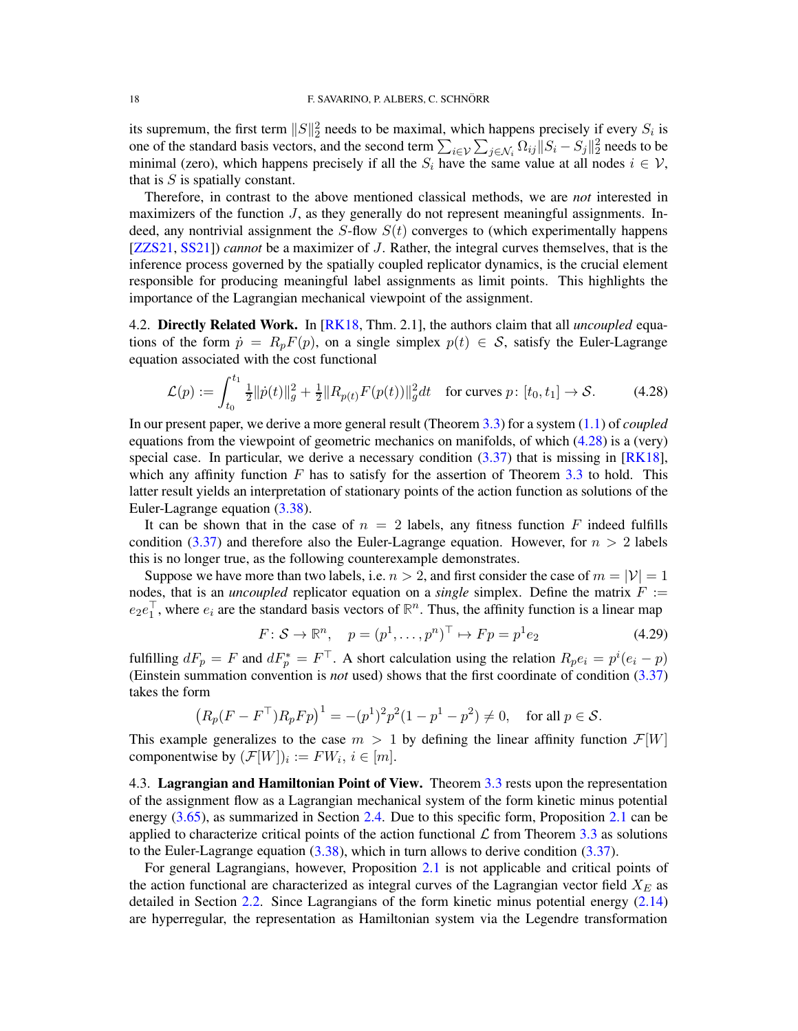its supremum, the first term $\|S\|_2^2$ needs to be maximal, which happens precisely if every $S_i$ is one of the standard basis vectors, and the second term $\sum_{i\in\mathcal{V}}\sum_{j\in\mathcal{N}_i}\Omega_{ij}\|S_i - S_j\|_2^2$ needs to be minimal (zero), which happens precisely if all the $S_i$ have the same value at all nodes $i \in \mathcal{V}$, that is $S$ is spatially constant.

Therefore, in contrast to the above mentioned classical methods, we are *not* interested in maximizers of the function $J$, as they generally do not represent meaningful assignments. Indeed, any nontrivial assignment the $S$-flow $S(t)$ converges to (which experimentally happens [ZZS21, SS21]) *cannot* be a maximizer of $J$. Rather, the integral curves themselves, that is the inference process governed by the spatially coupled replicator dynamics, is the crucial element responsible for producing meaningful label assignments as limit points. This highlights the importance of the Lagrangian mechanical viewpoint of the assignment.

4.2. **Directly Related Work.** In [RK18, Thm. 2.1], the authors claim that all *uncoupled* equations of the form $\dot{p} = R_p F(p)$, on a single simplex $p(t) \in \mathcal{S}$, satisfy the Euler-Lagrange equation associated with the cost functional

$$\mathcal{L}(p) := \int_{t_0}^{t_1} \tfrac{1}{2}\|\dot{p}(t)\|_g^2 + \tfrac{1}{2}\|R_{p(t)}F(p(t))\|_g^2 dt \quad \text{for curves } p\colon [t_0, t_1] \to \mathcal{S}. \tag{4.28}$$

In our present paper, we derive a more general result (Theorem 3.3) for a system (1.1) of *coupled* equations from the viewpoint of geometric mechanics on manifolds, of which (4.28) is a (very) special case. In particular, we derive a necessary condition (3.37) that is missing in [RK18], which any affinity function $F$ has to satisfy for the assertion of Theorem 3.3 to hold. This latter result yields an interpretation of stationary points of the action function as solutions of the Euler-Lagrange equation (3.38).

It can be shown that in the case of $n = 2$ labels, any fitness function $F$ indeed fulfills condition (3.37) and therefore also the Euler-Lagrange equation. However, for $n > 2$ labels this is no longer true, as the following counterexample demonstrates.

Suppose we have more than two labels, i.e. $n > 2$, and first consider the case of $m = |\mathcal{V}| = 1$ nodes, that is an *uncoupled* replicator equation on a *single* simplex. Define the matrix $F := e_2 e_1^\top$, where $e_i$ are the standard basis vectors of $\mathbb{R}^n$. Thus, the affinity function is a linear map

$$F\colon \mathcal{S} \to \mathbb{R}^n, \quad p = (p^1, \dots, p^n)^\top \mapsto Fp = p^1 e_2 \tag{4.29}$$

fulfilling $dF_p = F$ and $dF_p^* = F^\top$. A short calculation using the relation $R_p e_i = p^i(e_i - p)$ (Einstein summation convention is *not* used) shows that the first coordinate of condition (3.37) takes the form

$$\big(R_p(F - F^\top)R_p F p\big)^1 = -(p^1)^2 p^2 (1 - p^1 - p^2) \neq 0, \quad \text{for all } p \in \mathcal{S}.$$

This example generalizes to the case $m > 1$ by defining the linear affinity function $\mathcal{F}[W]$ componentwise by $(\mathcal{F}[W])_i := FW_i$, $i \in [m]$.

4.3. **Lagrangian and Hamiltonian Point of View.** Theorem 3.3 rests upon the representation of the assignment flow as a Lagrangian mechanical system of the form kinetic minus potential energy (3.65), as summarized in Section 2.4. Due to this specific form, Proposition 2.1 can be applied to characterize critical points of the action functional $\mathcal{L}$ from Theorem 3.3 as solutions to the Euler-Lagrange equation (3.38), which in turn allows to derive condition (3.37).

For general Lagrangians, however, Proposition 2.1 is not applicable and critical points of the action functional are characterized as integral curves of the Lagrangian vector field $X_E$ as detailed in Section 2.2. Since Lagrangians of the form kinetic minus potential energy (2.14) are hyperregular, the representation as Hamiltonian system via the Legendre transformation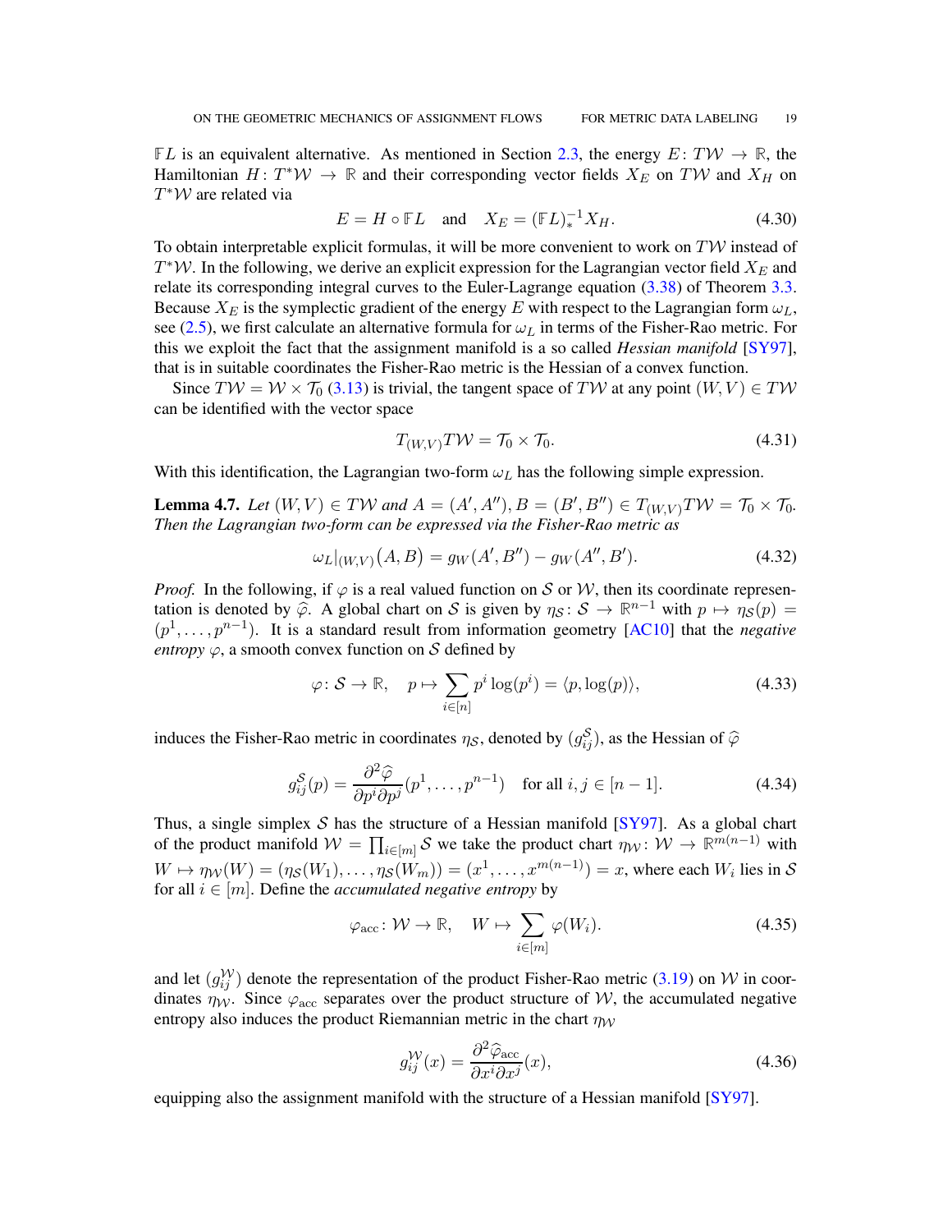$\mathbb{F}L$ is an equivalent alternative. As mentioned in Section 2.3, the energy $E\colon T\mathcal{W} \to \mathbb{R}$, the Hamiltonian $H\colon T^*\mathcal{W} \to \mathbb{R}$ and their corresponding vector fields $X_E$ on $T\mathcal{W}$ and $X_H$ on $T^*\mathcal{W}$ are related via

$$E = H \circ \mathbb{F}L \quad \text{and} \quad X_E = (\mathbb{F}L)_*^{-1} X_H. \tag{4.30}$$

To obtain interpretable explicit formulas, it will be more convenient to work on $T\mathcal{W}$ instead of $T^*\mathcal{W}$. In the following, we derive an explicit expression for the Lagrangian vector field $X_E$ and relate its corresponding integral curves to the Euler-Lagrange equation (3.38) of Theorem 3.3. Because $X_E$ is the symplectic gradient of the energy $E$ with respect to the Lagrangian form $\omega_L$, see (2.5), we first calculate an alternative formula for $\omega_L$ in terms of the Fisher-Rao metric. For this we exploit the fact that the assignment manifold is a so called *Hessian manifold* [SY97], that is in suitable coordinates the Fisher-Rao metric is the Hessian of a convex function.

Since $T\mathcal{W} = \mathcal{W} \times \mathcal{T}_0$ (3.13) is trivial, the tangent space of $T\mathcal{W}$ at any point $(W, V) \in T\mathcal{W}$ can be identified with the vector space

$$T_{(W,V)}T\mathcal{W} = \mathcal{T}_0 \times \mathcal{T}_0. \tag{4.31}$$

With this identification, the Lagrangian two-form $\omega_L$ has the following simple expression.

**Lemma 4.7.** *Let $(W, V) \in T\mathcal{W}$ and $A = (A', A''), B = (B', B'') \in T_{(W,V)}T\mathcal{W} = \mathcal{T}_0 \times \mathcal{T}_0$. Then the Lagrangian two-form can be expressed via the Fisher-Rao metric as*

$$\omega_L|_{(W,V)}\big(A, B\big) = g_W(A', B'') - g_W(A'', B'). \tag{4.32}$$

*Proof.* In the following, if $\varphi$ is a real valued function on $\mathcal{S}$ or $\mathcal{W}$, then its coordinate representation is denoted by $\widehat{\varphi}$. A global chart on $\mathcal{S}$ is given by $\eta_{\mathcal{S}}\colon \mathcal{S} \to \mathbb{R}^{n-1}$ with $p \mapsto \eta_{\mathcal{S}}(p) = (p^1, \ldots, p^{n-1})$. It is a standard result from information geometry [AC10] that the *negative entropy* $\varphi$, a smooth convex function on $\mathcal{S}$ defined by

$$\varphi\colon \mathcal{S} \to \mathbb{R}, \quad p \mapsto \sum_{i \in [n]} p^i \log(p^i) = \langle p, \log(p) \rangle, \tag{4.33}$$

induces the Fisher-Rao metric in coordinates $\eta_{\mathcal{S}}$, denoted by $(g_{ij}^{\mathcal{S}})$, as the Hessian of $\widehat{\varphi}$

$$g_{ij}^{\mathcal{S}}(p) = \frac{\partial^2 \widehat{\varphi}}{\partial p^i \partial p^j}(p^1, \ldots, p^{n-1}) \quad \text{for all } i, j \in [n-1]. \tag{4.34}$$

Thus, a single simplex $\mathcal{S}$ has the structure of a Hessian manifold [SY97]. As a global chart of the product manifold $\mathcal{W} = \prod_{i \in [m]} \mathcal{S}$ we take the product chart $\eta_{\mathcal{W}}\colon \mathcal{W} \to \mathbb{R}^{m(n-1)}$ with $W \mapsto \eta_{\mathcal{W}}(W) = (\eta_{\mathcal{S}}(W_1), \ldots, \eta_{\mathcal{S}}(W_m)) = (x^1, \ldots, x^{m(n-1)}) = x$, where each $W_i$ lies in $\mathcal{S}$ for all $i \in [m]$. Define the *accumulated negative entropy* by

$$\varphi_{\text{acc}}\colon \mathcal{W} \to \mathbb{R}, \quad W \mapsto \sum_{i \in [m]} \varphi(W_i). \tag{4.35}$$

and let $(g_{ij}^{\mathcal{W}})$ denote the representation of the product Fisher-Rao metric (3.19) on $\mathcal{W}$ in coordinates $\eta_{\mathcal{W}}$. Since $\varphi_{\text{acc}}$ separates over the product structure of $\mathcal{W}$, the accumulated negative entropy also induces the product Riemannian metric in the chart $\eta_{\mathcal{W}}$

$$g_{ij}^{\mathcal{W}}(x) = \frac{\partial^2 \widehat{\varphi}_{\text{acc}}}{\partial x^i \partial x^j}(x), \tag{4.36}$$

equipping also the assignment manifold with the structure of a Hessian manifold [SY97].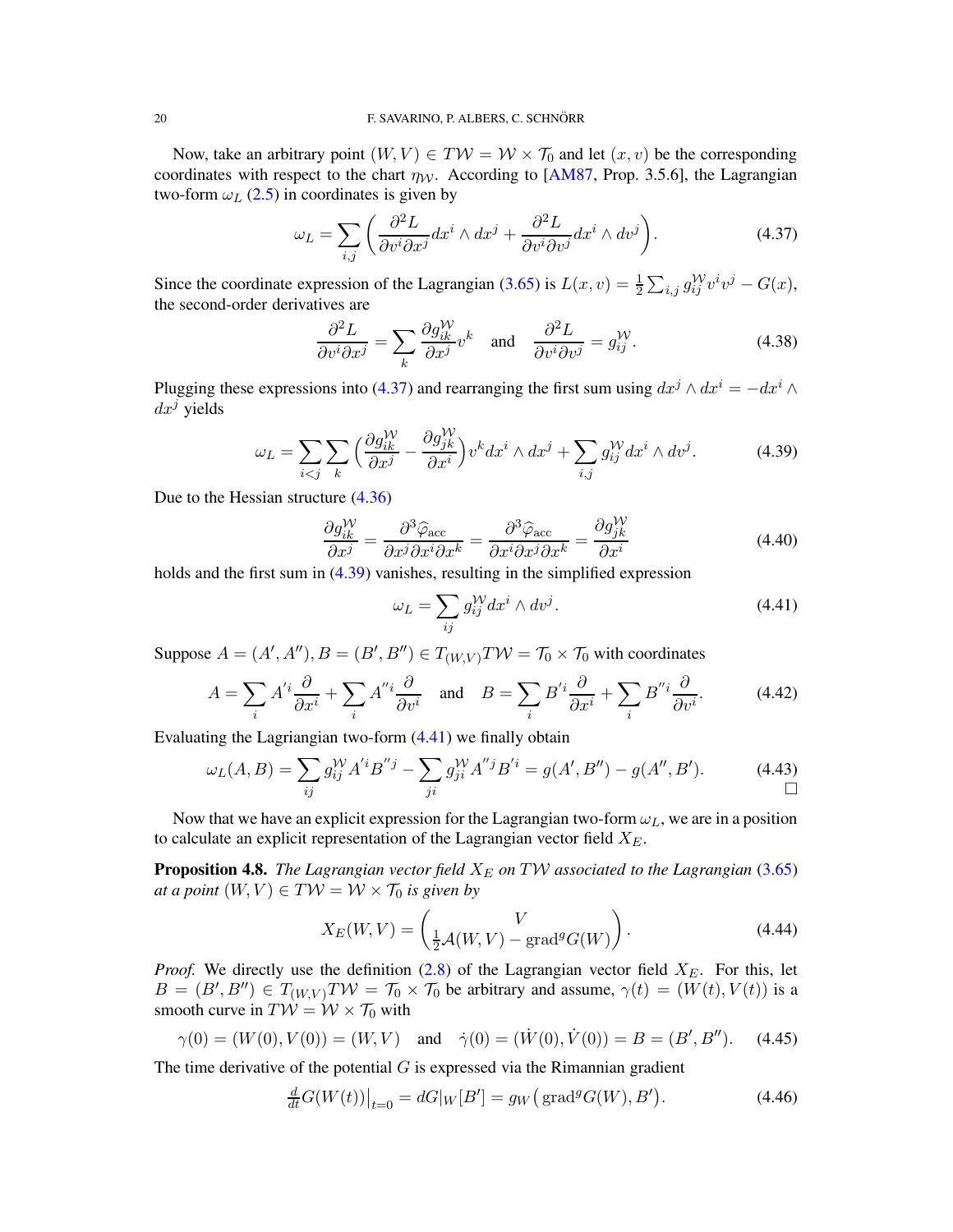Now, take an arbitrary point $(W, V) \in T\mathcal{W} = \mathcal{W} \times \mathcal{T}_0$ and let $(x, v)$ be the corresponding coordinates with respect to the chart $\eta_{\mathcal{W}}$. According to [AM87, Prop. 3.5.6], the Lagrangian two-form $\omega_L$ (2.5) in coordinates is given by

$$\omega_L = \sum_{i,j} \Big( \frac{\partial^2 L}{\partial v^i \partial x^j} dx^i \wedge dx^j + \frac{\partial^2 L}{\partial v^i \partial v^j} dx^i \wedge dv^j \Big). \tag{4.37}$$

Since the coordinate expression of the Lagrangian (3.65) is $L(x, v) = \frac{1}{2}\sum_{i,j} g^{\mathcal{W}}_{ij} v^i v^j - G(x)$, the second-order derivatives are

$$\frac{\partial^2 L}{\partial v^i \partial x^j} = \sum_k \frac{\partial g^{\mathcal{W}}_{ik}}{\partial x^j} v^k \quad \text{and} \quad \frac{\partial^2 L}{\partial v^i \partial v^j} = g^{\mathcal{W}}_{ij}. \tag{4.38}$$

Plugging these expressions into (4.37) and rearranging the first sum using $dx^j \wedge dx^i = -dx^i \wedge dx^j$ yields

$$\omega_L = \sum_{i<j} \sum_k \Big( \frac{\partial g^{\mathcal{W}}_{ik}}{\partial x^j} - \frac{\partial g^{\mathcal{W}}_{jk}}{\partial x^i} \Big) v^k dx^i \wedge dx^j + \sum_{i,j} g^{\mathcal{W}}_{ij} dx^i \wedge dv^j. \tag{4.39}$$

Due to the Hessian structure (4.36)

$$\frac{\partial g^{\mathcal{W}}_{ik}}{\partial x^j} = \frac{\partial^3 \widehat{\varphi}_{\mathrm{acc}}}{\partial x^j \partial x^i \partial x^k} = \frac{\partial^3 \widehat{\varphi}_{\mathrm{acc}}}{\partial x^i \partial x^j \partial x^k} = \frac{\partial g^{\mathcal{W}}_{jk}}{\partial x^i} \tag{4.40}$$

holds and the first sum in (4.39) vanishes, resulting in the simplified expression

$$\omega_L = \sum_{ij} g^{\mathcal{W}}_{ij} dx^i \wedge dv^j. \tag{4.41}$$

Suppose $A = (A', A''), B = (B', B'') \in T_{(W,V)} T\mathcal{W} = \mathcal{T}_0 \times \mathcal{T}_0$ with coordinates

$$A = \sum_i A'^i \frac{\partial}{\partial x^i} + \sum_i A''^i \frac{\partial}{\partial v^i} \quad \text{and} \quad B = \sum_i B'^i \frac{\partial}{\partial x^i} + \sum_i B''^i \frac{\partial}{\partial v^i}. \tag{4.42}$$

Evaluating the Lagriangian two-form (4.41) we finally obtain

$$\omega_L(A, B) = \sum_{ij} g^{\mathcal{W}}_{ij} A'^i B''^j - \sum_{ji} g^{\mathcal{W}}_{ji} A''^j B'^i = g(A', B'') - g(A'', B'). \tag{4.43}$$

□

Now that we have an explicit expression for the Lagrangian two-form $\omega_L$, we are in a position to calculate an explicit representation of the Lagrangian vector field $X_E$.

**Proposition 4.8.** *The Lagrangian vector field $X_E$ on $T\mathcal{W}$ associated to the Lagrangian* (3.65) *at a point $(W, V) \in T\mathcal{W} = \mathcal{W} \times \mathcal{T}_0$ is given by*

$$X_E(W, V) = \begin{pmatrix} V \\ \frac{1}{2}\mathcal{A}(W, V) - \operatorname{grad}^g G(W) \end{pmatrix}. \tag{4.44}$$

*Proof.* We directly use the definition (2.8) of the Lagrangian vector field $X_E$. For this, let $B = (B', B'') \in T_{(W,V)} T\mathcal{W} = \mathcal{T}_0 \times \mathcal{T}_0$ be arbitrary and assume, $\gamma(t) = (W(t), V(t))$ is a smooth curve in $T\mathcal{W} = \mathcal{W} \times \mathcal{T}_0$ with

$$\gamma(0) = (W(0), V(0)) = (W, V) \quad \text{and} \quad \dot{\gamma}(0) = (\dot{W}(0), \dot{V}(0)) = B = (B', B''). \tag{4.45}$$

The time derivative of the potential $G$ is expressed via the Rimannian gradient

$$\tfrac{d}{dt} G(W(t))\big|_{t=0} = dG|_W[B'] = g_W\big(\operatorname{grad}^g G(W), B'\big). \tag{4.46}$$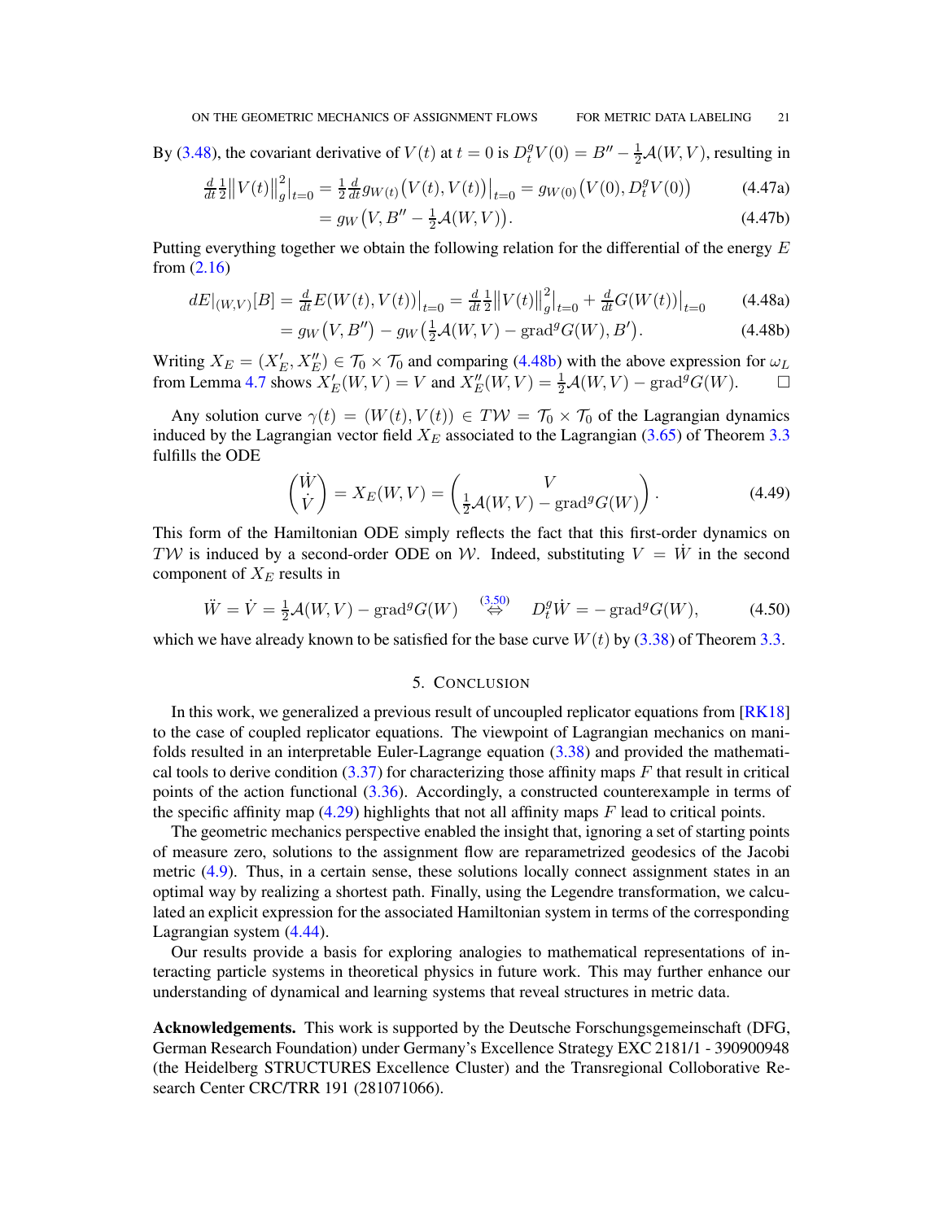By (3.48), the covariant derivative of $V(t)$ at $t=0$ is $D_t^g V(0) = B'' - \frac{1}{2}\mathcal{A}(W,V)$, resulting in

$$
\begin{aligned}
\tfrac{d}{dt}\tfrac{1}{2}\big\|V(t)\big\|_g^2\big|_{t=0} &= \tfrac{1}{2}\tfrac{d}{dt} g_{W(t)}\big(V(t),V(t)\big)\big|_{t=0} = g_{W(0)}\big(V(0), D_t^g V(0)\big) &\text{(4.47a)}\\
&= g_W\big(V, B'' - \tfrac{1}{2}\mathcal{A}(W,V)\big). &\text{(4.47b)}
\end{aligned}
$$

Putting everything together we obtain the following relation for the differential of the energy $E$ from (2.16)

$$
\begin{aligned}
dE|_{(W,V)}[B] &= \tfrac{d}{dt}E(W(t),V(t))\big|_{t=0} = \tfrac{d}{dt}\tfrac{1}{2}\big\|V(t)\big\|_g^2\big|_{t=0} + \tfrac{d}{dt}G(W(t))\big|_{t=0} &\text{(4.48a)}\\
&= g_W\big(V, B''\big) - g_W\big(\tfrac{1}{2}\mathcal{A}(W,V) - \operatorname{grad}^g G(W), B'\big). &\text{(4.48b)}
\end{aligned}
$$

Writing $X_E = (X_E', X_E'') \in \mathcal{T}_0 \times \mathcal{T}_0$ and comparing (4.48b) with the above expression for $\omega_L$ from Lemma 4.7 shows $X_E'(W,V) = V$ and $X_E''(W,V) = \frac{1}{2}\mathcal{A}(W,V) - \operatorname{grad}^g G(W)$. □

Any solution curve $\gamma(t) = (W(t),V(t)) \in T\mathcal{W} = \mathcal{T}_0 \times \mathcal{T}_0$ of the Lagrangian dynamics induced by the Lagrangian vector field $X_E$ associated to the Lagrangian (3.65) of Theorem 3.3 fulfills the ODE

$$
\begin{pmatrix} \dot{W} \\ \dot{V} \end{pmatrix} = X_E(W,V) = \begin{pmatrix} V \\ \frac{1}{2}\mathcal{A}(W,V) - \operatorname{grad}^g G(W) \end{pmatrix}. \tag{4.49}
$$

This form of the Hamiltonian ODE simply reflects the fact that this first-order dynamics on $T\mathcal{W}$ is induced by a second-order ODE on $\mathcal{W}$. Indeed, substituting $V = \dot{W}$ in the second component of $X_E$ results in

$$
\ddot{W} = \dot{V} = \tfrac{1}{2}\mathcal{A}(W,V) - \operatorname{grad}^g G(W) \quad \overset{(3.50)}{\Leftrightarrow} \quad D_t^g \dot{W} = -\operatorname{grad}^g G(W), \tag{4.50}
$$

which we have already known to be satisfied for the base curve $W(t)$ by (3.38) of Theorem 3.3.

## 5. Conclusion

In this work, we generalized a previous result of uncoupled replicator equations from [RK18] to the case of coupled replicator equations. The viewpoint of Lagrangian mechanics on manifolds resulted in an interpretable Euler-Lagrange equation (3.38) and provided the mathematical tools to derive condition (3.37) for characterizing those affinity maps $F$ that result in critical points of the action functional (3.36). Accordingly, a constructed counterexample in terms of the specific affinity map (4.29) highlights that not all affinity maps $F$ lead to critical points.

The geometric mechanics perspective enabled the insight that, ignoring a set of starting points of measure zero, solutions to the assignment flow are reparametrized geodesics of the Jacobi metric (4.9). Thus, in a certain sense, these solutions locally connect assignment states in an optimal way by realizing a shortest path. Finally, using the Legendre transformation, we calculated an explicit expression for the associated Hamiltonian system in terms of the corresponding Lagrangian system (4.44).

Our results provide a basis for exploring analogies to mathematical representations of interacting particle systems in theoretical physics in future work. This may further enhance our understanding of dynamical and learning systems that reveal structures in metric data.

**Acknowledgements.** This work is supported by the Deutsche Forschungsgemeinschaft (DFG, German Research Foundation) under Germany's Excellence Strategy EXC 2181/1 - 390900948 (the Heidelberg STRUCTURES Excellence Cluster) and the Transregional Colloborative Research Center CRC/TRR 191 (281071066).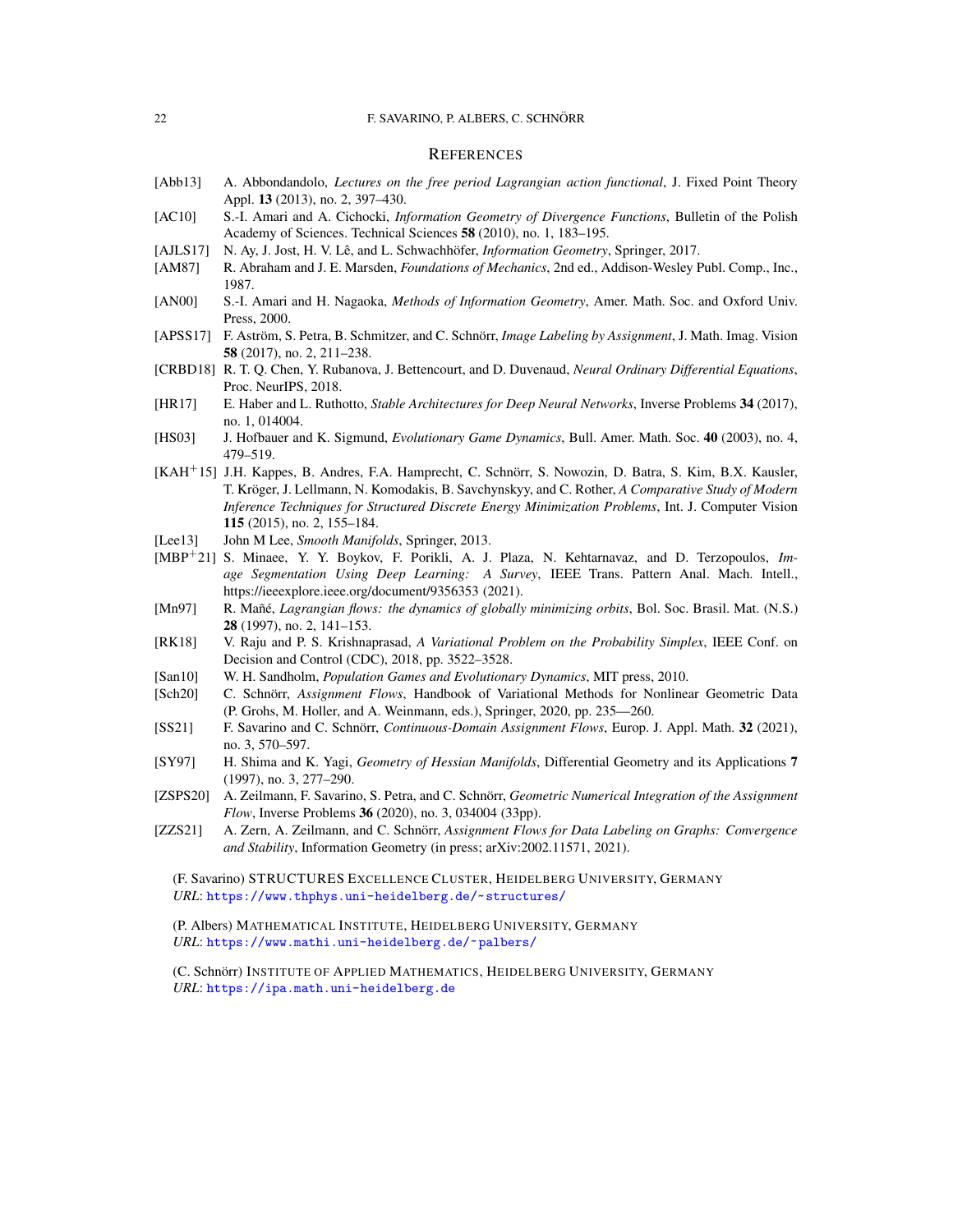## References

- [Abb13] A. Abbondandolo, *Lectures on the free period Lagrangian action functional*, J. Fixed Point Theory Appl. **13** (2013), no. 2, 397–430.
- [AC10] S.-I. Amari and A. Cichocki, *Information Geometry of Divergence Functions*, Bulletin of the Polish Academy of Sciences. Technical Sciences **58** (2010), no. 1, 183–195.
- [AJLS17] N. Ay, J. Jost, H. V. Lê, and L. Schwachhöfer, *Information Geometry*, Springer, 2017.
- [AM87] R. Abraham and J. E. Marsden, *Foundations of Mechanics*, 2nd ed., Addison-Wesley Publ. Comp., Inc., 1987.
- [AN00] S.-I. Amari and H. Nagaoka, *Methods of Information Geometry*, Amer. Math. Soc. and Oxford Univ. Press, 2000.
- [APSS17] F. Åström, S. Petra, B. Schmitzer, and C. Schnörr, *Image Labeling by Assignment*, J. Math. Imag. Vision **58** (2017), no. 2, 211–238.
- [CRBD18] R. T. Q. Chen, Y. Rubanova, J. Bettencourt, and D. Duvenaud, *Neural Ordinary Differential Equations*, Proc. NeurIPS, 2018.
- [HR17] E. Haber and L. Ruthotto, *Stable Architectures for Deep Neural Networks*, Inverse Problems **34** (2017), no. 1, 014004.
- [HS03] J. Hofbauer and K. Sigmund, *Evolutionary Game Dynamics*, Bull. Amer. Math. Soc. **40** (2003), no. 4, 479–519.
- [KAH+15] J.H. Kappes, B. Andres, F.A. Hamprecht, C. Schnörr, S. Nowozin, D. Batra, S. Kim, B.X. Kausler, T. Kröger, J. Lellmann, N. Komodakis, B. Savchynskyy, and C. Rother, *A Comparative Study of Modern Inference Techniques for Structured Discrete Energy Minimization Problems*, Int. J. Computer Vision **115** (2015), no. 2, 155–184.
- [Lee13] John M Lee, *Smooth Manifolds*, Springer, 2013.
- [MBP+21] S. Minaee, Y. Y. Boykov, F. Porikli, A. J. Plaza, N. Kehtarnavaz, and D. Terzopoulos, *Image Segmentation Using Deep Learning: A Survey*, IEEE Trans. Pattern Anal. Mach. Intell., https://ieeexplore.ieee.org/document/9356353 (2021).
- [Mn97] R. Mañé, *Lagrangian flows: the dynamics of globally minimizing orbits*, Bol. Soc. Brasil. Mat. (N.S.) **28** (1997), no. 2, 141–153.
- [RK18] V. Raju and P. S. Krishnaprasad, *A Variational Problem on the Probability Simplex*, IEEE Conf. on Decision and Control (CDC), 2018, pp. 3522–3528.
- [San10] W. H. Sandholm, *Population Games and Evolutionary Dynamics*, MIT press, 2010.
- [Sch20] C. Schnörr, *Assignment Flows*, Handbook of Variational Methods for Nonlinear Geometric Data (P. Grohs, M. Holler, and A. Weinmann, eds.), Springer, 2020, pp. 235—260.
- [SS21] F. Savarino and C. Schnörr, *Continuous-Domain Assignment Flows*, Europ. J. Appl. Math. **32** (2021), no. 3, 570–597.
- [SY97] H. Shima and K. Yagi, *Geometry of Hessian Manifolds*, Differential Geometry and its Applications **7** (1997), no. 3, 277–290.
- [ZSPS20] A. Zeilmann, F. Savarino, S. Petra, and C. Schnörr, *Geometric Numerical Integration of the Assignment Flow*, Inverse Problems **36** (2020), no. 3, 034004 (33pp).
- [ZZS21] A. Zern, A. Zeilmann, and C. Schnörr, *Assignment Flows for Data Labeling on Graphs: Convergence and Stability*, Information Geometry (in press; arXiv:2002.11571, 2021).

(F. Savarino) STRUCTURES EXCELLENCE CLUSTER, HEIDELBERG UNIVERSITY, GERMANY
*URL*: https://www.thphys.uni-heidelberg.de/~structures/

(P. Albers) MATHEMATICAL INSTITUTE, HEIDELBERG UNIVERSITY, GERMANY
*URL*: https://www.mathi.uni-heidelberg.de/~palbers/

(C. Schnörr) INSTITUTE OF APPLIED MATHEMATICS, HEIDELBERG UNIVERSITY, GERMANY
*URL*: https://ipa.math.uni-heidelberg.de